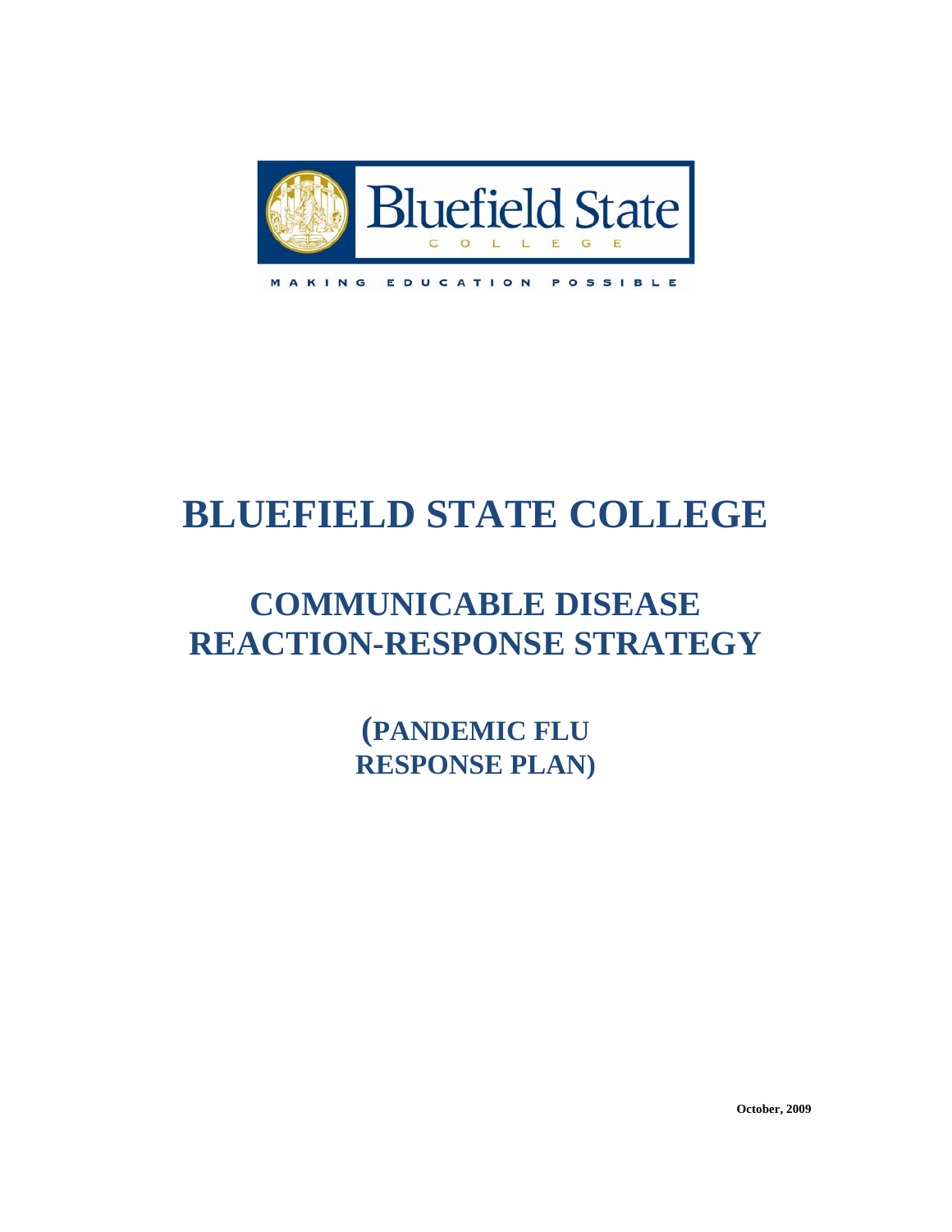Bluefield State
COLLEGE

MAKING EDUCATION POSSIBLE

# BLUEFIELD STATE COLLEGE

## COMMUNICABLE DISEASE REACTION-RESPONSE STRATEGY

### (PANDEMIC FLU RESPONSE PLAN)

**October, 2009**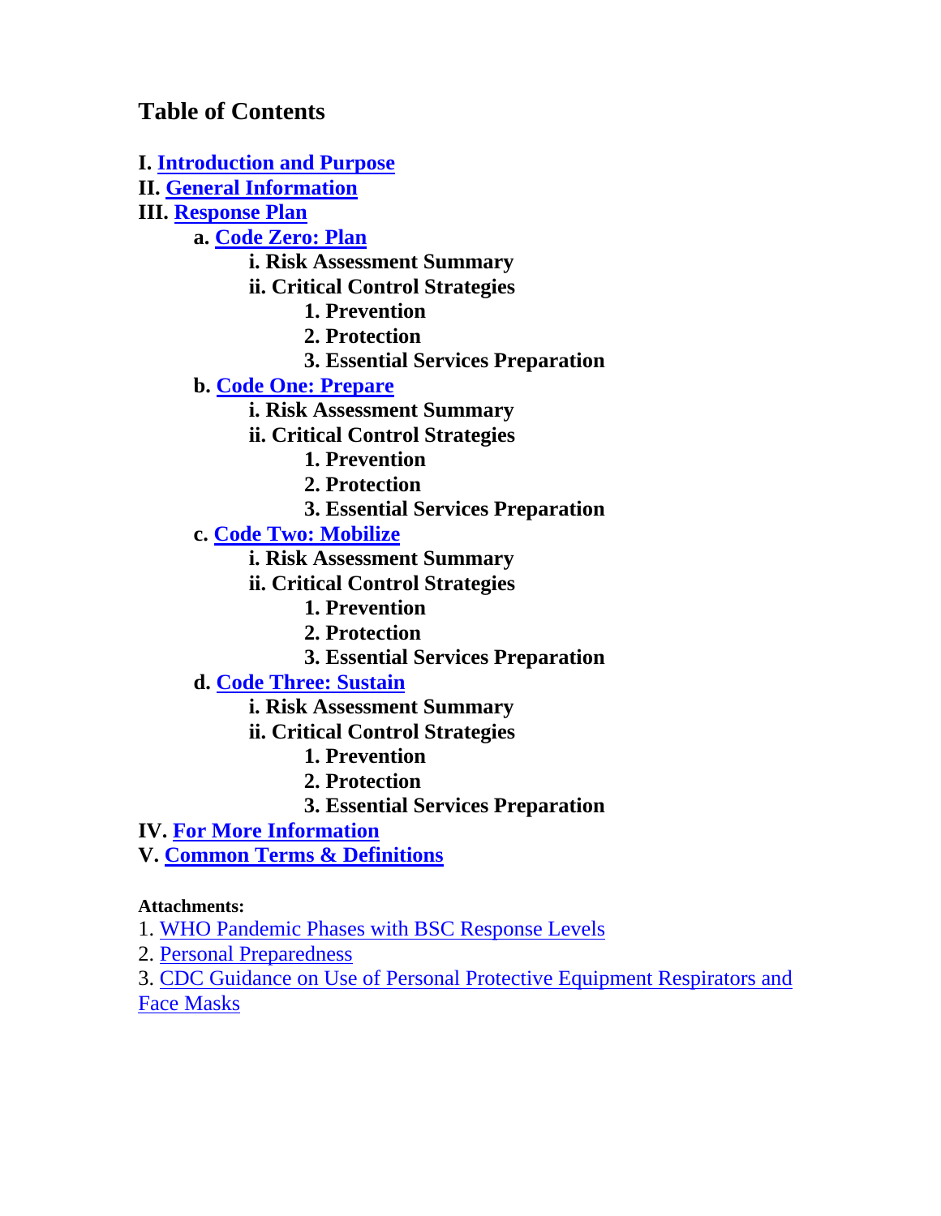## Table of Contents

**I. Introduction and Purpose**
**II. General Information**
**III. Response Plan**
- **a. Code Zero: Plan**
  - **i. Risk Assessment Summary**
  - **ii. Critical Control Strategies**
    - **1. Prevention**
    - **2. Protection**
    - **3. Essential Services Preparation**
- **b. Code One: Prepare**
  - **i. Risk Assessment Summary**
  - **ii. Critical Control Strategies**
    - **1. Prevention**
    - **2. Protection**
    - **3. Essential Services Preparation**
- **c. Code Two: Mobilize**
  - **i. Risk Assessment Summary**
  - **ii. Critical Control Strategies**
    - **1. Prevention**
    - **2. Protection**
    - **3. Essential Services Preparation**
- **d. Code Three: Sustain**
  - **i. Risk Assessment Summary**
  - **ii. Critical Control Strategies**
    - **1. Prevention**
    - **2. Protection**
    - **3. Essential Services Preparation**

**IV. For More Information**
**V. Common Terms & Definitions**

**Attachments:**

1. WHO Pandemic Phases with BSC Response Levels
2. Personal Preparedness
3. CDC Guidance on Use of Personal Protective Equipment Respirators and Face Masks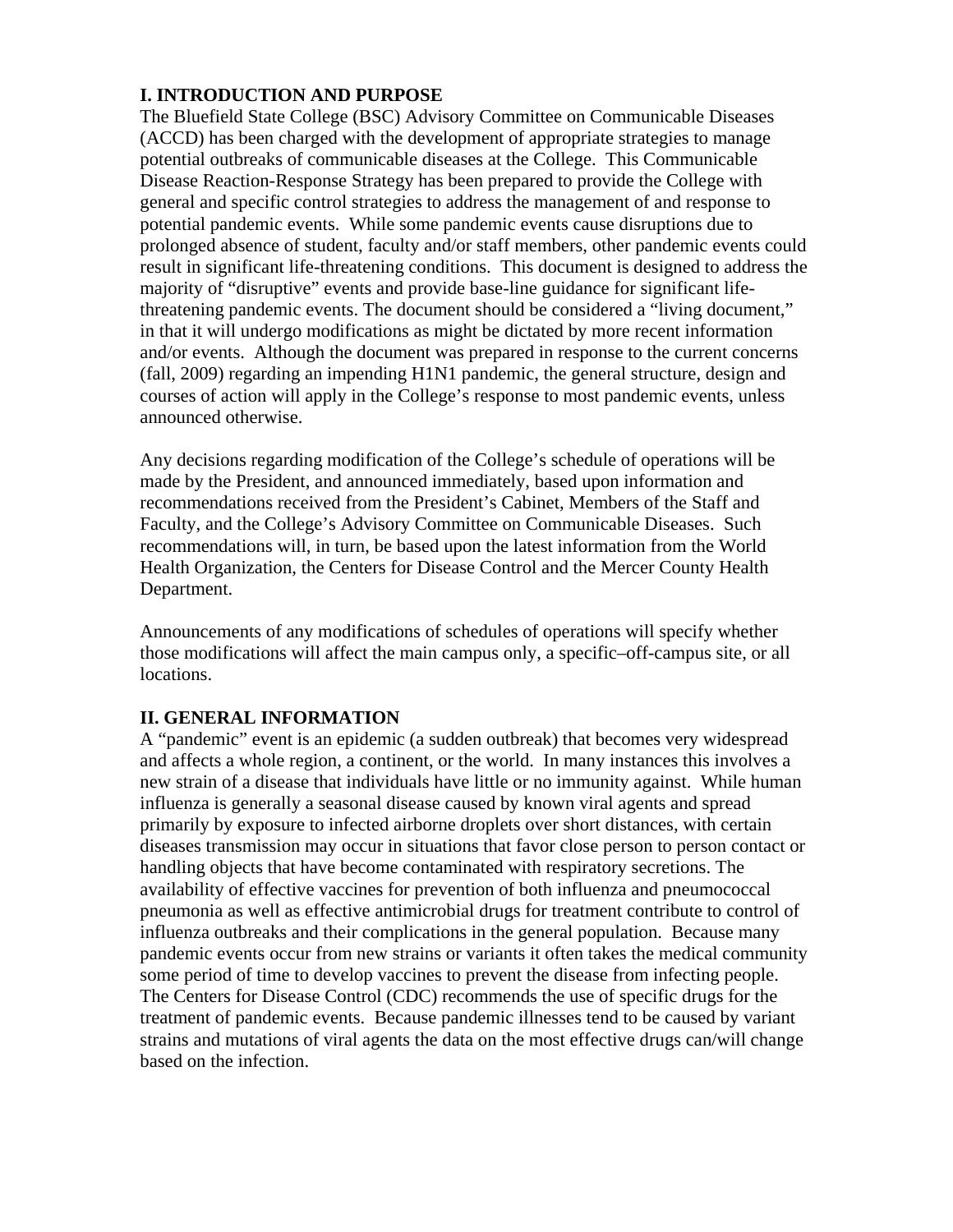## I. INTRODUCTION AND PURPOSE

The Bluefield State College (BSC) Advisory Committee on Communicable Diseases (ACCD) has been charged with the development of appropriate strategies to manage potential outbreaks of communicable diseases at the College. This Communicable Disease Reaction-Response Strategy has been prepared to provide the College with general and specific control strategies to address the management of and response to potential pandemic events. While some pandemic events cause disruptions due to prolonged absence of student, faculty and/or staff members, other pandemic events could result in significant life-threatening conditions. This document is designed to address the majority of "disruptive" events and provide base-line guidance for significant life-threatening pandemic events. The document should be considered a "living document," in that it will undergo modifications as might be dictated by more recent information and/or events. Although the document was prepared in response to the current concerns (fall, 2009) regarding an impending H1N1 pandemic, the general structure, design and courses of action will apply in the College's response to most pandemic events, unless announced otherwise.

Any decisions regarding modification of the College's schedule of operations will be made by the President, and announced immediately, based upon information and recommendations received from the President's Cabinet, Members of the Staff and Faculty, and the College's Advisory Committee on Communicable Diseases. Such recommendations will, in turn, be based upon the latest information from the World Health Organization, the Centers for Disease Control and the Mercer County Health Department.

Announcements of any modifications of schedules of operations will specify whether those modifications will affect the main campus only, a specific–off-campus site, or all locations.

## II. GENERAL INFORMATION

A "pandemic" event is an epidemic (a sudden outbreak) that becomes very widespread and affects a whole region, a continent, or the world. In many instances this involves a new strain of a disease that individuals have little or no immunity against. While human influenza is generally a seasonal disease caused by known viral agents and spread primarily by exposure to infected airborne droplets over short distances, with certain diseases transmission may occur in situations that favor close person to person contact or handling objects that have become contaminated with respiratory secretions. The availability of effective vaccines for prevention of both influenza and pneumococcal pneumonia as well as effective antimicrobial drugs for treatment contribute to control of influenza outbreaks and their complications in the general population. Because many pandemic events occur from new strains or variants it often takes the medical community some period of time to develop vaccines to prevent the disease from infecting people. The Centers for Disease Control (CDC) recommends the use of specific drugs for the treatment of pandemic events. Because pandemic illnesses tend to be caused by variant strains and mutations of viral agents the data on the most effective drugs can/will change based on the infection.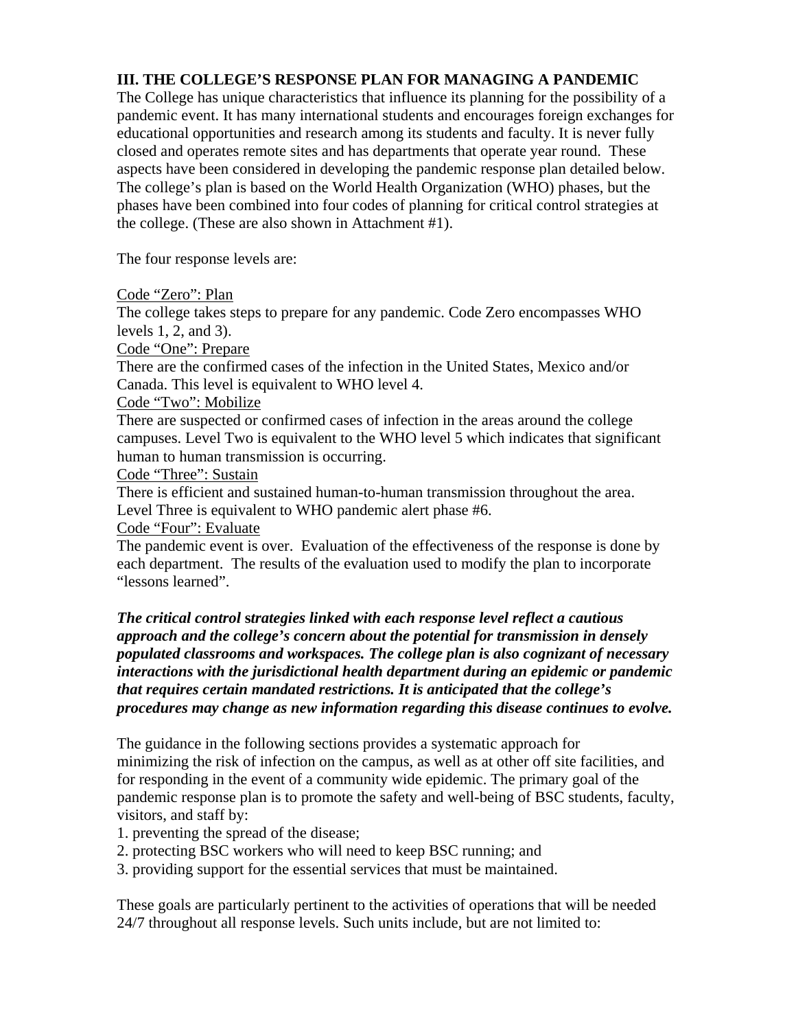## III. THE COLLEGE'S RESPONSE PLAN FOR MANAGING A PANDEMIC

The College has unique characteristics that influence its planning for the possibility of a pandemic event. It has many international students and encourages foreign exchanges for educational opportunities and research among its students and faculty. It is never fully closed and operates remote sites and has departments that operate year round. These aspects have been considered in developing the pandemic response plan detailed below. The college's plan is based on the World Health Organization (WHO) phases, but the phases have been combined into four codes of planning for critical control strategies at the college. (These are also shown in Attachment #1).

The four response levels are:

<u>Code "Zero": Plan</u>
The college takes steps to prepare for any pandemic. Code Zero encompasses WHO levels 1, 2, and 3).

<u>Code "One": Prepare</u>
There are the confirmed cases of the infection in the United States, Mexico and/or Canada. This level is equivalent to WHO level 4.

<u>Code "Two": Mobilize</u>
There are suspected or confirmed cases of infection in the areas around the college campuses. Level Two is equivalent to the WHO level 5 which indicates that significant human to human transmission is occurring.

<u>Code "Three": Sustain</u>
There is efficient and sustained human-to-human transmission throughout the area. Level Three is equivalent to WHO pandemic alert phase #6.

<u>Code "Four": Evaluate</u>
The pandemic event is over. Evaluation of the effectiveness of the response is done by each department. The results of the evaluation used to modify the plan to incorporate "lessons learned".

***The critical control strategies linked with each response level reflect a cautious approach and the college's concern about the potential for transmission in densely populated classrooms and workspaces. The college plan is also cognizant of necessary interactions with the jurisdictional health department during an epidemic or pandemic that requires certain mandated restrictions. It is anticipated that the college's procedures may change as new information regarding this disease continues to evolve.***

The guidance in the following sections provides a systematic approach for minimizing the risk of infection on the campus, as well as at other off site facilities, and for responding in the event of a community wide epidemic. The primary goal of the pandemic response plan is to promote the safety and well-being of BSC students, faculty, visitors, and staff by:

1. preventing the spread of the disease;
2. protecting BSC workers who will need to keep BSC running; and
3. providing support for the essential services that must be maintained.

These goals are particularly pertinent to the activities of operations that will be needed 24/7 throughout all response levels. Such units include, but are not limited to: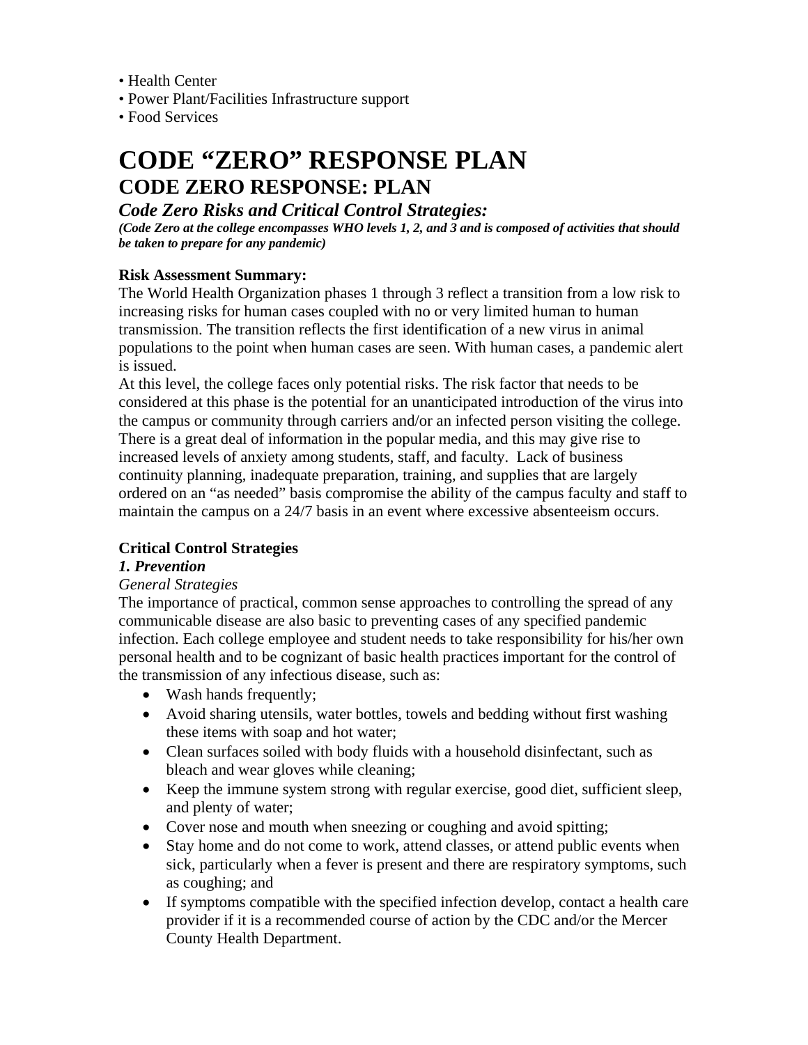- Health Center
- Power Plant/Facilities Infrastructure support
- Food Services

# CODE "ZERO" RESPONSE PLAN

## CODE ZERO RESPONSE: PLAN

### *Code Zero Risks and Critical Control Strategies:*

***(Code Zero at the college encompasses WHO levels 1, 2, and 3 and is composed of activities that should be taken to prepare for any pandemic)***

**Risk Assessment Summary:**

The World Health Organization phases 1 through 3 reflect a transition from a low risk to increasing risks for human cases coupled with no or very limited human to human transmission. The transition reflects the first identification of a new virus in animal populations to the point when human cases are seen. With human cases, a pandemic alert is issued.

At this level, the college faces only potential risks. The risk factor that needs to be considered at this phase is the potential for an unanticipated introduction of the virus into the campus or community through carriers and/or an infected person visiting the college. There is a great deal of information in the popular media, and this may give rise to increased levels of anxiety among students, staff, and faculty. Lack of business continuity planning, inadequate preparation, training, and supplies that are largely ordered on an "as needed" basis compromise the ability of the campus faculty and staff to maintain the campus on a 24/7 basis in an event where excessive absenteeism occurs.

**Critical Control Strategies**

***1. Prevention***

*General Strategies*

The importance of practical, common sense approaches to controlling the spread of any communicable disease are also basic to preventing cases of any specified pandemic infection. Each college employee and student needs to take responsibility for his/her own personal health and to be cognizant of basic health practices important for the control of the transmission of any infectious disease, such as:

- Wash hands frequently;
- Avoid sharing utensils, water bottles, towels and bedding without first washing these items with soap and hot water;
- Clean surfaces soiled with body fluids with a household disinfectant, such as bleach and wear gloves while cleaning;
- Keep the immune system strong with regular exercise, good diet, sufficient sleep, and plenty of water;
- Cover nose and mouth when sneezing or coughing and avoid spitting;
- Stay home and do not come to work, attend classes, or attend public events when sick, particularly when a fever is present and there are respiratory symptoms, such as coughing; and
- If symptoms compatible with the specified infection develop, contact a health care provider if it is a recommended course of action by the CDC and/or the Mercer County Health Department.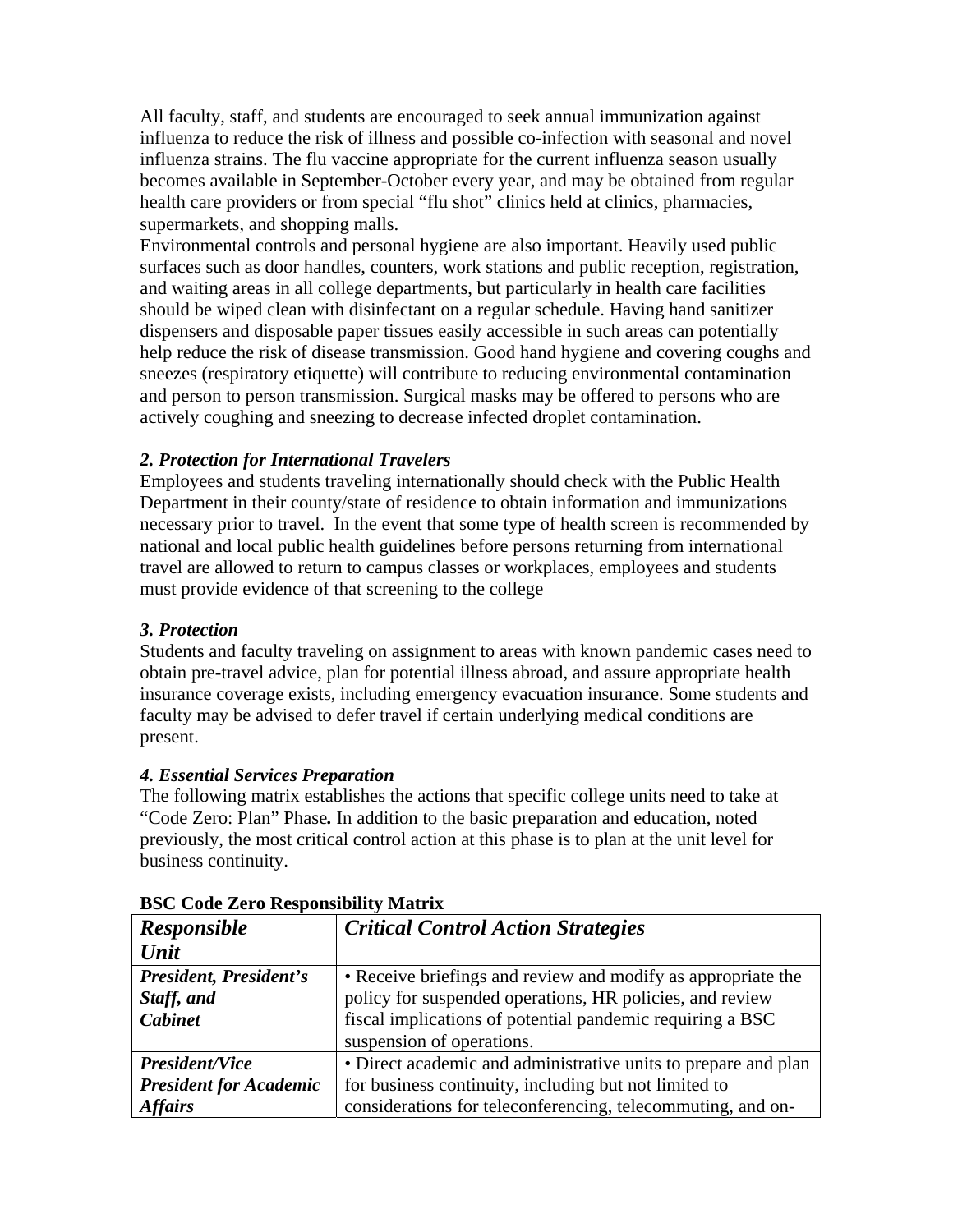All faculty, staff, and students are encouraged to seek annual immunization against influenza to reduce the risk of illness and possible co-infection with seasonal and novel influenza strains. The flu vaccine appropriate for the current influenza season usually becomes available in September-October every year, and may be obtained from regular health care providers or from special "flu shot" clinics held at clinics, pharmacies, supermarkets, and shopping malls.

Environmental controls and personal hygiene are also important. Heavily used public surfaces such as door handles, counters, work stations and public reception, registration, and waiting areas in all college departments, but particularly in health care facilities should be wiped clean with disinfectant on a regular schedule. Having hand sanitizer dispensers and disposable paper tissues easily accessible in such areas can potentially help reduce the risk of disease transmission. Good hand hygiene and covering coughs and sneezes (respiratory etiquette) will contribute to reducing environmental contamination and person to person transmission. Surgical masks may be offered to persons who are actively coughing and sneezing to decrease infected droplet contamination.

### *2. Protection for International Travelers*

Employees and students traveling internationally should check with the Public Health Department in their county/state of residence to obtain information and immunizations necessary prior to travel. In the event that some type of health screen is recommended by national and local public health guidelines before persons returning from international travel are allowed to return to campus classes or workplaces, employees and students must provide evidence of that screening to the college

### *3. Protection*

Students and faculty traveling on assignment to areas with known pandemic cases need to obtain pre-travel advice, plan for potential illness abroad, and assure appropriate health insurance coverage exists, including emergency evacuation insurance. Some students and faculty may be advised to defer travel if certain underlying medical conditions are present.

### *4. Essential Services Preparation*

The following matrix establishes the actions that specific college units need to take at "Code Zero: Plan" Phase**.** In addition to the basic preparation and education, noted previously, the most critical control action at this phase is to plan at the unit level for business continuity.

**BSC Code Zero Responsibility Matrix**

| ***Responsible Unit*** | ***Critical Control Action Strategies*** |
|---|---|
| ***President, President's Staff, and Cabinet*** | • Receive briefings and review and modify as appropriate the policy for suspended operations, HR policies, and review fiscal implications of potential pandemic requiring a BSC suspension of operations. |
| ***President/Vice President for Academic Affairs*** | • Direct academic and administrative units to prepare and plan for business continuity, including but not limited to considerations for teleconferencing, telecommuting, and on- |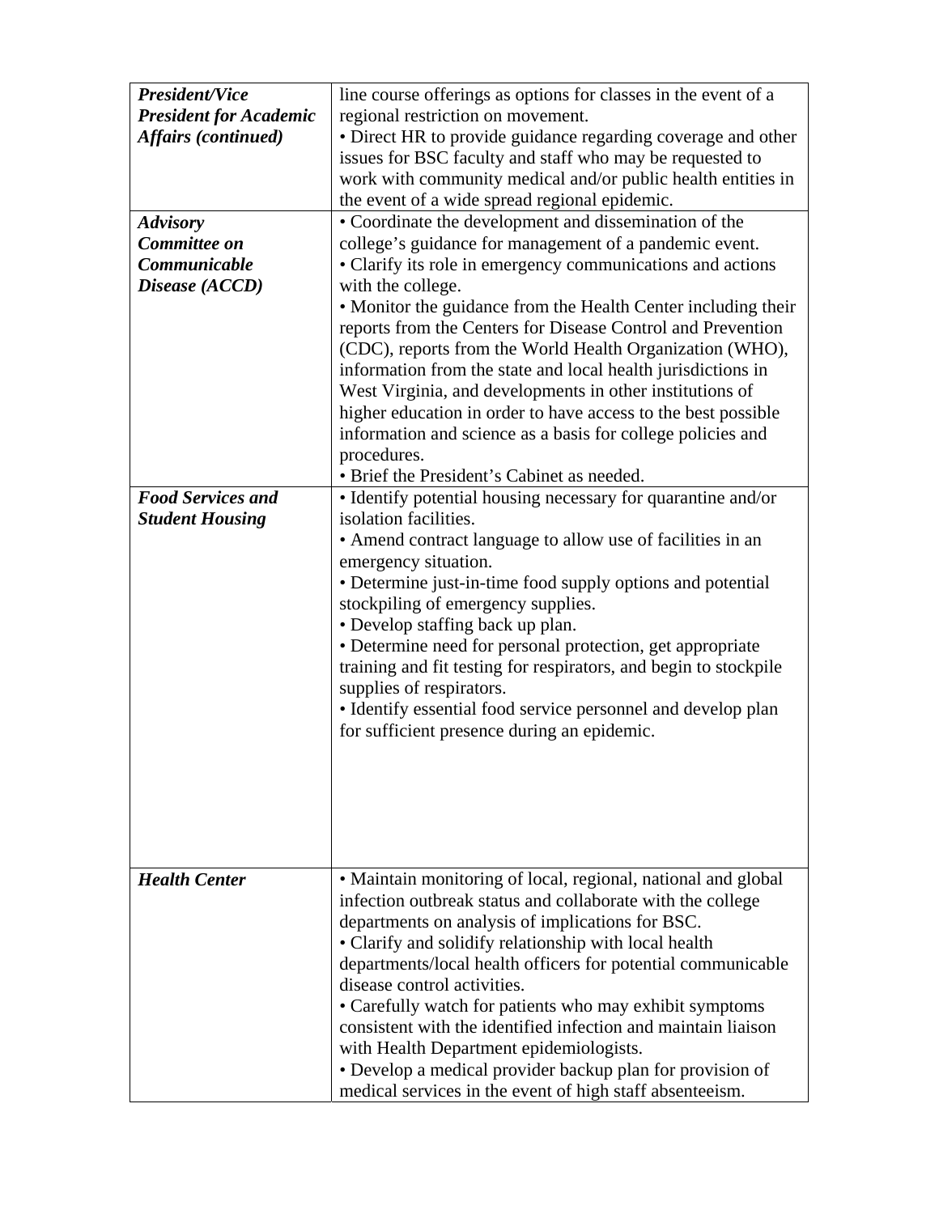| | |
|---|---|
| ***President/Vice President for Academic Affairs (continued)*** | line course offerings as options for classes in the event of a regional restriction on movement.<br>• Direct HR to provide guidance regarding coverage and other issues for BSC faculty and staff who may be requested to work with community medical and/or public health entities in the event of a wide spread regional epidemic. |
| ***Advisory Committee on Communicable Disease (ACCD)*** | • Coordinate the development and dissemination of the college's guidance for management of a pandemic event.<br>• Clarify its role in emergency communications and actions with the college.<br>• Monitor the guidance from the Health Center including their reports from the Centers for Disease Control and Prevention (CDC), reports from the World Health Organization (WHO), information from the state and local health jurisdictions in West Virginia, and developments in other institutions of higher education in order to have access to the best possible information and science as a basis for college policies and procedures.<br>• Brief the President's Cabinet as needed. |
| ***Food Services and Student Housing*** | • Identify potential housing necessary for quarantine and/or isolation facilities.<br>• Amend contract language to allow use of facilities in an emergency situation.<br>• Determine just-in-time food supply options and potential stockpiling of emergency supplies.<br>• Develop staffing back up plan.<br>• Determine need for personal protection, get appropriate training and fit testing for respirators, and begin to stockpile supplies of respirators.<br>• Identify essential food service personnel and develop plan for sufficient presence during an epidemic. |
| ***Health Center*** | • Maintain monitoring of local, regional, national and global infection outbreak status and collaborate with the college departments on analysis of implications for BSC.<br>• Clarify and solidify relationship with local health departments/local health officers for potential communicable disease control activities.<br>• Carefully watch for patients who may exhibit symptoms consistent with the identified infection and maintain liaison with Health Department epidemiologists.<br>• Develop a medical provider backup plan for provision of medical services in the event of high staff absenteeism. |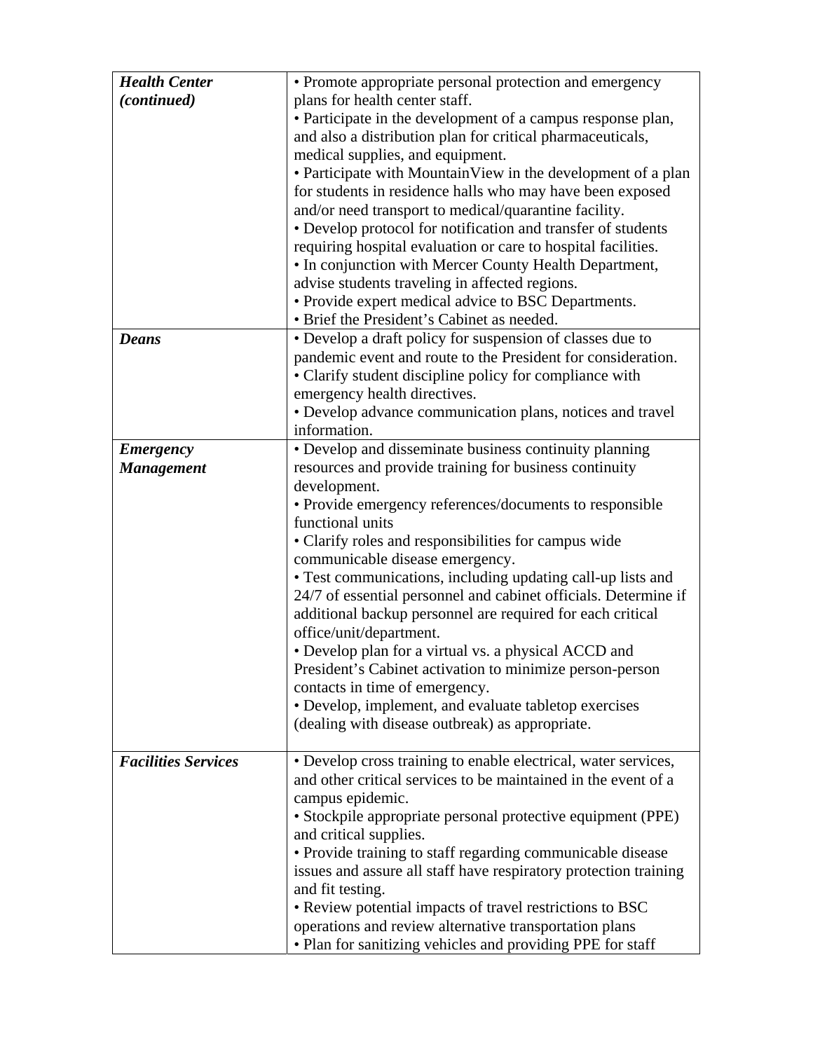| | |
|---|---|
| ***Health Center (continued)*** | • Promote appropriate personal protection and emergency plans for health center staff.<br>• Participate in the development of a campus response plan, and also a distribution plan for critical pharmaceuticals, medical supplies, and equipment.<br>• Participate with MountainView in the development of a plan for students in residence halls who may have been exposed and/or need transport to medical/quarantine facility.<br>• Develop protocol for notification and transfer of students requiring hospital evaluation or care to hospital facilities.<br>• In conjunction with Mercer County Health Department, advise students traveling in affected regions.<br>• Provide expert medical advice to BSC Departments.<br>• Brief the President's Cabinet as needed. |
| ***Deans*** | • Develop a draft policy for suspension of classes due to pandemic event and route to the President for consideration.<br>• Clarify student discipline policy for compliance with emergency health directives.<br>• Develop advance communication plans, notices and travel information. |
| ***Emergency Management*** | • Develop and disseminate business continuity planning resources and provide training for business continuity development.<br>• Provide emergency references/documents to responsible functional units<br>• Clarify roles and responsibilities for campus wide communicable disease emergency.<br>• Test communications, including updating call-up lists and 24/7 of essential personnel and cabinet officials. Determine if additional backup personnel are required for each critical office/unit/department.<br>• Develop plan for a virtual vs. a physical ACCD and President's Cabinet activation to minimize person-person contacts in time of emergency.<br>• Develop, implement, and evaluate tabletop exercises (dealing with disease outbreak) as appropriate. |
| ***Facilities Services*** | • Develop cross training to enable electrical, water services, and other critical services to be maintained in the event of a campus epidemic.<br>• Stockpile appropriate personal protective equipment (PPE) and critical supplies.<br>• Provide training to staff regarding communicable disease issues and assure all staff have respiratory protection training and fit testing.<br>• Review potential impacts of travel restrictions to BSC operations and review alternative transportation plans<br>• Plan for sanitizing vehicles and providing PPE for staff |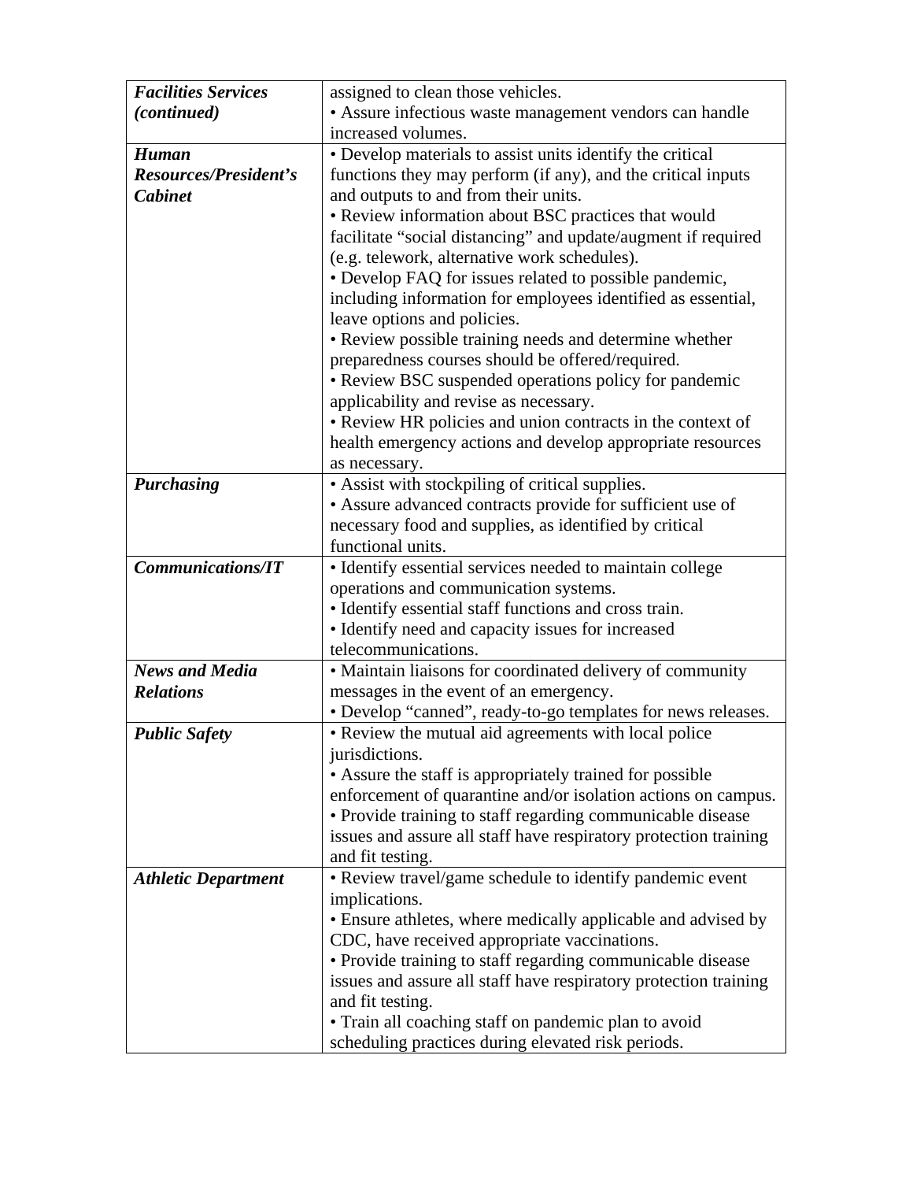| | |
|---|---|
| ***Facilities Services (continued)*** | assigned to clean those vehicles.<br>• Assure infectious waste management vendors can handle increased volumes. |
| ***Human Resources/President's Cabinet*** | • Develop materials to assist units identify the critical functions they may perform (if any), and the critical inputs and outputs to and from their units.<br>• Review information about BSC practices that would facilitate "social distancing" and update/augment if required (e.g. telework, alternative work schedules).<br>• Develop FAQ for issues related to possible pandemic, including information for employees identified as essential, leave options and policies.<br>• Review possible training needs and determine whether preparedness courses should be offered/required.<br>• Review BSC suspended operations policy for pandemic applicability and revise as necessary.<br>• Review HR policies and union contracts in the context of health emergency actions and develop appropriate resources as necessary. |
| ***Purchasing*** | • Assist with stockpiling of critical supplies.<br>• Assure advanced contracts provide for sufficient use of necessary food and supplies, as identified by critical functional units. |
| ***Communications/IT*** | • Identify essential services needed to maintain college operations and communication systems.<br>• Identify essential staff functions and cross train.<br>• Identify need and capacity issues for increased telecommunications. |
| ***News and Media Relations*** | • Maintain liaisons for coordinated delivery of community messages in the event of an emergency.<br>• Develop "canned", ready-to-go templates for news releases. |
| ***Public Safety*** | • Review the mutual aid agreements with local police jurisdictions.<br>• Assure the staff is appropriately trained for possible enforcement of quarantine and/or isolation actions on campus.<br>• Provide training to staff regarding communicable disease issues and assure all staff have respiratory protection training and fit testing. |
| ***Athletic Department*** | • Review travel/game schedule to identify pandemic event implications.<br>• Ensure athletes, where medically applicable and advised by CDC, have received appropriate vaccinations.<br>• Provide training to staff regarding communicable disease issues and assure all staff have respiratory protection training and fit testing.<br>• Train all coaching staff on pandemic plan to avoid scheduling practices during elevated risk periods. |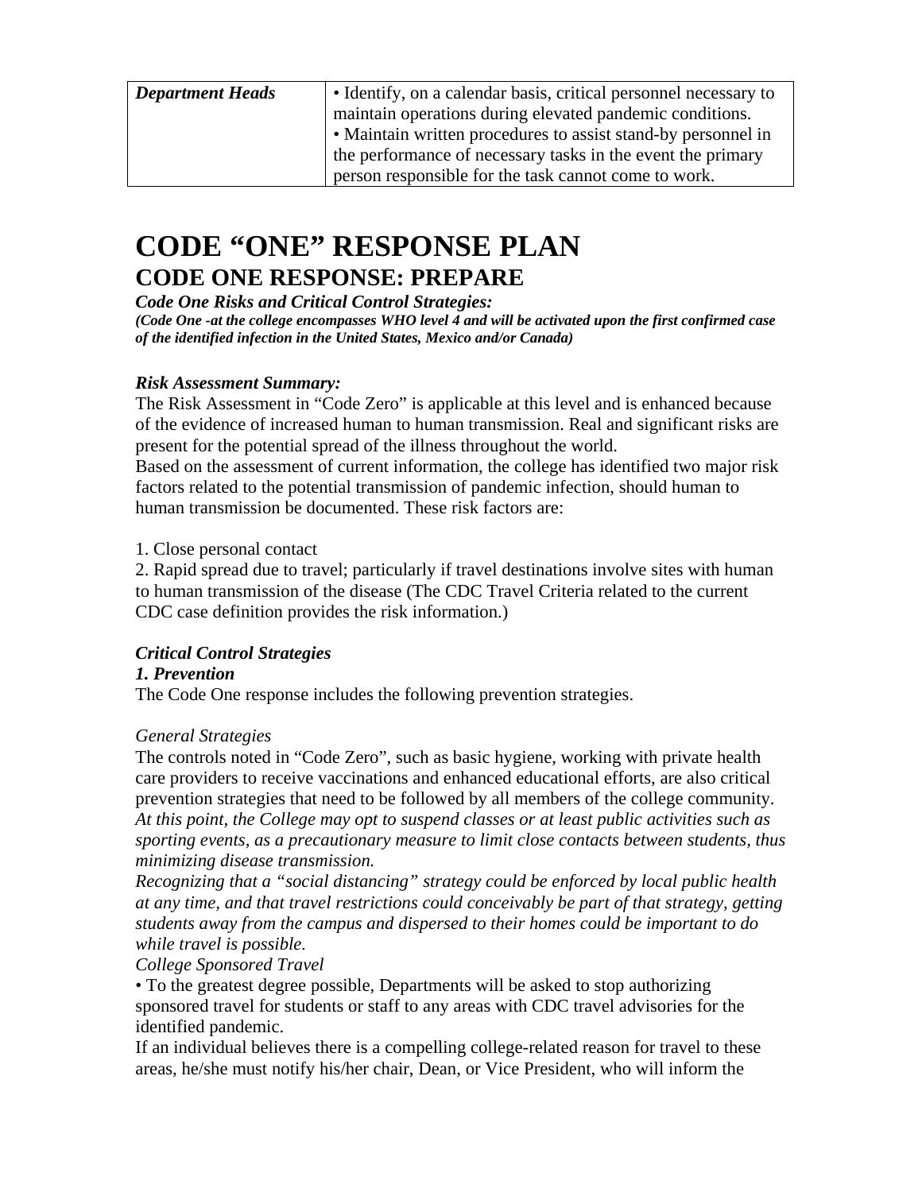| *Department Heads* | • Identify, on a calendar basis, critical personnel necessary to maintain operations during elevated pandemic conditions. • Maintain written procedures to assist stand-by personnel in the performance of necessary tasks in the event the primary person responsible for the task cannot come to work. |
|---|---|

# CODE "ONE" RESPONSE PLAN

## CODE ONE RESPONSE: PREPARE

***Code One Risks and Critical Control Strategies:***

***(Code One -at the college encompasses WHO level 4 and will be activated upon the first confirmed case of the identified infection in the United States, Mexico and/or Canada)***

***Risk Assessment Summary:***

The Risk Assessment in "Code Zero" is applicable at this level and is enhanced because of the evidence of increased human to human transmission. Real and significant risks are present for the potential spread of the illness throughout the world.

Based on the assessment of current information, the college has identified two major risk factors related to the potential transmission of pandemic infection, should human to human transmission be documented. These risk factors are:

1. Close personal contact
2. Rapid spread due to travel; particularly if travel destinations involve sites with human to human transmission of the disease (The CDC Travel Criteria related to the current CDC case definition provides the risk information.)

***Critical Control Strategies***

***1. Prevention***

The Code One response includes the following prevention strategies.

*General Strategies*

The controls noted in "Code Zero", such as basic hygiene, working with private health care providers to receive vaccinations and enhanced educational efforts, are also critical prevention strategies that need to be followed by all members of the college community.

*At this point, the College may opt to suspend classes or at least public activities such as sporting events, as a precautionary measure to limit close contacts between students, thus minimizing disease transmission.*

*Recognizing that a "social distancing" strategy could be enforced by local public health at any time, and that travel restrictions could conceivably be part of that strategy, getting students away from the campus and dispersed to their homes could be important to do while travel is possible.*

*College Sponsored Travel*

• To the greatest degree possible, Departments will be asked to stop authorizing sponsored travel for students or staff to any areas with CDC travel advisories for the identified pandemic.

If an individual believes there is a compelling college-related reason for travel to these areas, he/she must notify his/her chair, Dean, or Vice President, who will inform the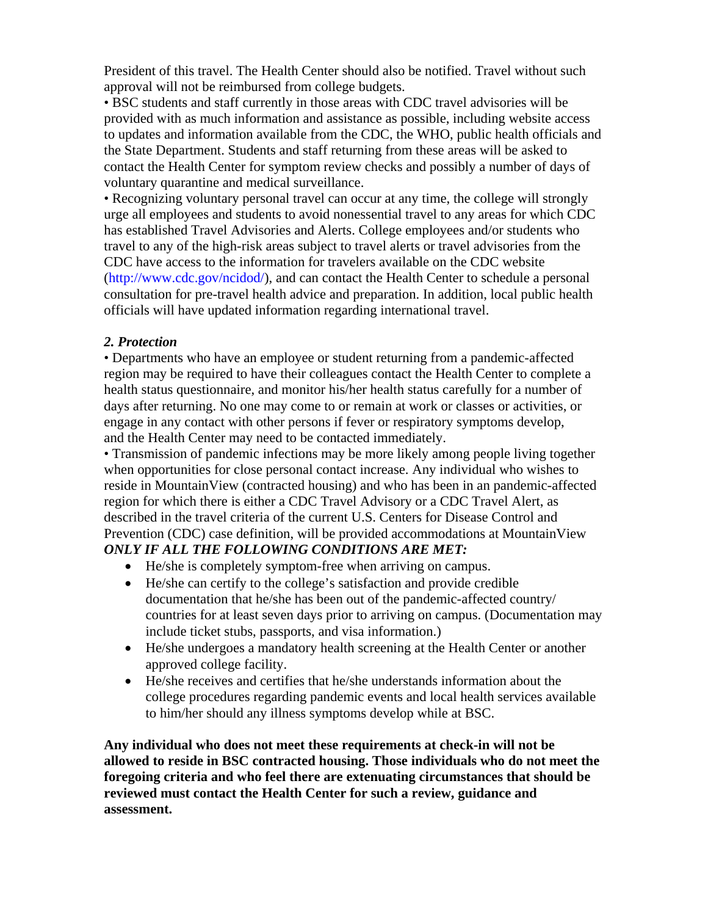President of this travel. The Health Center should also be notified. Travel without such approval will not be reimbursed from college budgets.

• BSC students and staff currently in those areas with CDC travel advisories will be provided with as much information and assistance as possible, including website access to updates and information available from the CDC, the WHO, public health officials and the State Department. Students and staff returning from these areas will be asked to contact the Health Center for symptom review checks and possibly a number of days of voluntary quarantine and medical surveillance.

• Recognizing voluntary personal travel can occur at any time, the college will strongly urge all employees and students to avoid nonessential travel to any areas for which CDC has established Travel Advisories and Alerts. College employees and/or students who travel to any of the high-risk areas subject to travel alerts or travel advisories from the CDC have access to the information for travelers available on the CDC website (http://www.cdc.gov/ncidod/), and can contact the Health Center to schedule a personal consultation for pre-travel health advice and preparation. In addition, local public health officials will have updated information regarding international travel.

***2. Protection***

• Departments who have an employee or student returning from a pandemic-affected region may be required to have their colleagues contact the Health Center to complete a health status questionnaire, and monitor his/her health status carefully for a number of days after returning. No one may come to or remain at work or classes or activities, or engage in any contact with other persons if fever or respiratory symptoms develop, and the Health Center may need to be contacted immediately.

• Transmission of pandemic infections may be more likely among people living together when opportunities for close personal contact increase. Any individual who wishes to reside in MountainView (contracted housing) and who has been in an pandemic-affected region for which there is either a CDC Travel Advisory or a CDC Travel Alert, as described in the travel criteria of the current U.S. Centers for Disease Control and Prevention (CDC) case definition, will be provided accommodations at MountainView ***ONLY IF ALL THE FOLLOWING CONDITIONS ARE MET:***

- He/she is completely symptom-free when arriving on campus.
- He/she can certify to the college's satisfaction and provide credible documentation that he/she has been out of the pandemic-affected country/ countries for at least seven days prior to arriving on campus. (Documentation may include ticket stubs, passports, and visa information.)
- He/she undergoes a mandatory health screening at the Health Center or another approved college facility.
- He/she receives and certifies that he/she understands information about the college procedures regarding pandemic events and local health services available to him/her should any illness symptoms develop while at BSC.

**Any individual who does not meet these requirements at check-in will not be allowed to reside in BSC contracted housing. Those individuals who do not meet the foregoing criteria and who feel there are extenuating circumstances that should be reviewed must contact the Health Center for such a review, guidance and assessment.**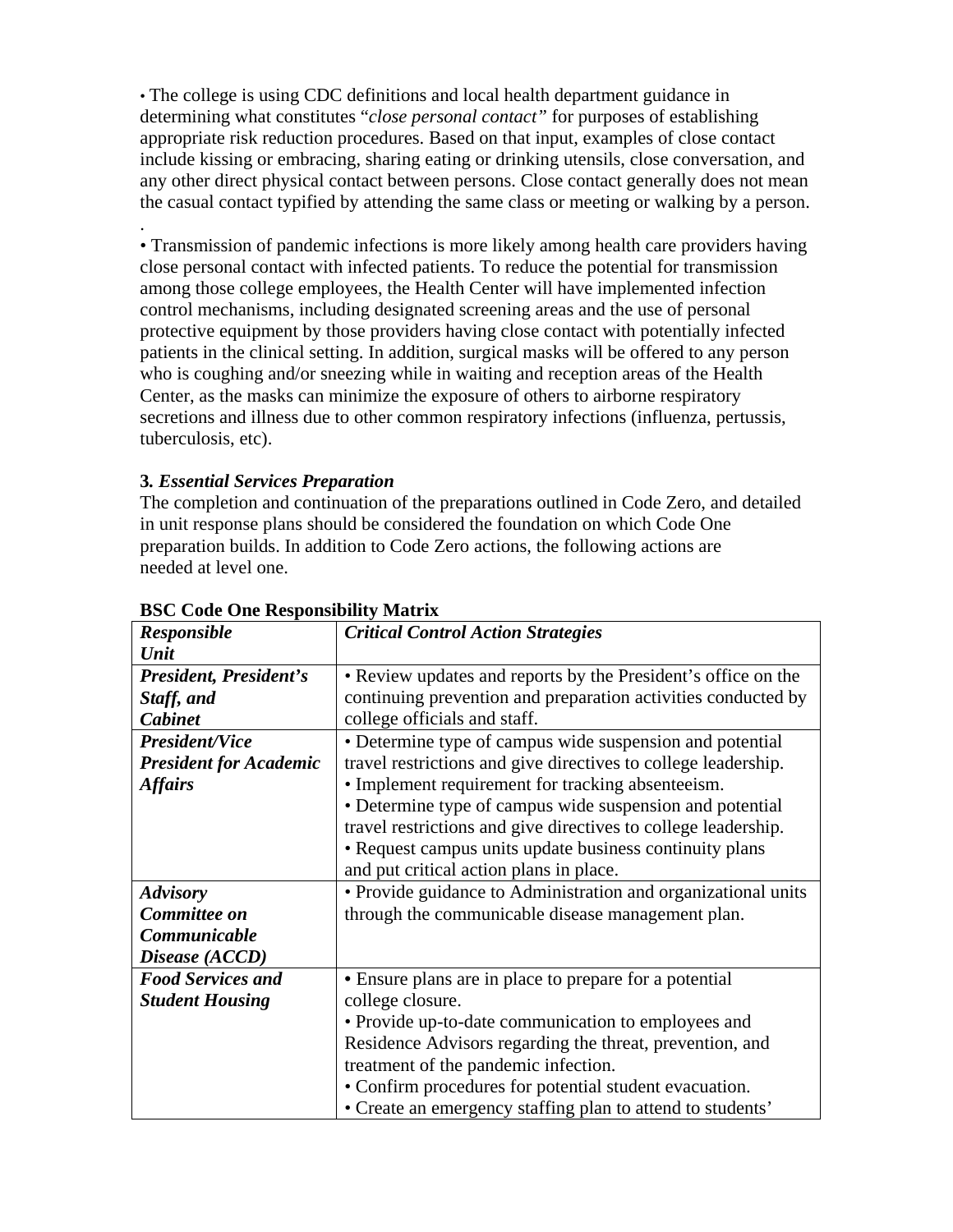• The college is using CDC definitions and local health department guidance in determining what constitutes "*close personal contact"* for purposes of establishing appropriate risk reduction procedures. Based on that input, examples of close contact include kissing or embracing, sharing eating or drinking utensils, close conversation, and any other direct physical contact between persons. Close contact generally does not mean the casual contact typified by attending the same class or meeting or walking by a person.
.
• Transmission of pandemic infections is more likely among health care providers having close personal contact with infected patients. To reduce the potential for transmission among those college employees, the Health Center will have implemented infection control mechanisms, including designated screening areas and the use of personal protective equipment by those providers having close contact with potentially infected patients in the clinical setting. In addition, surgical masks will be offered to any person who is coughing and/or sneezing while in waiting and reception areas of the Health Center, as the masks can minimize the exposure of others to airborne respiratory secretions and illness due to other common respiratory infections (influenza, pertussis, tuberculosis, etc).

**3.** ***Essential Services Preparation***

The completion and continuation of the preparations outlined in Code Zero, and detailed in unit response plans should be considered the foundation on which Code One preparation builds. In addition to Code Zero actions, the following actions are needed at level one.

**BSC Code One Responsibility Matrix**

| ***Responsible Unit*** | ***Critical Control Action Strategies*** |
|---|---|
| ***President, President's Staff, and Cabinet*** | • Review updates and reports by the President's office on the continuing prevention and preparation activities conducted by college officials and staff. |
| ***President/Vice President for Academic Affairs*** | • Determine type of campus wide suspension and potential travel restrictions and give directives to college leadership. • Implement requirement for tracking absenteeism. • Determine type of campus wide suspension and potential travel restrictions and give directives to college leadership. • Request campus units update business continuity plans and put critical action plans in place. |
| ***Advisory Committee on Communicable Disease (ACCD)*** | • Provide guidance to Administration and organizational units through the communicable disease management plan. |
| ***Food Services and Student Housing*** | • Ensure plans are in place to prepare for a potential college closure. • Provide up-to-date communication to employees and Residence Advisors regarding the threat, prevention, and treatment of the pandemic infection. • Confirm procedures for potential student evacuation. • Create an emergency staffing plan to attend to students' |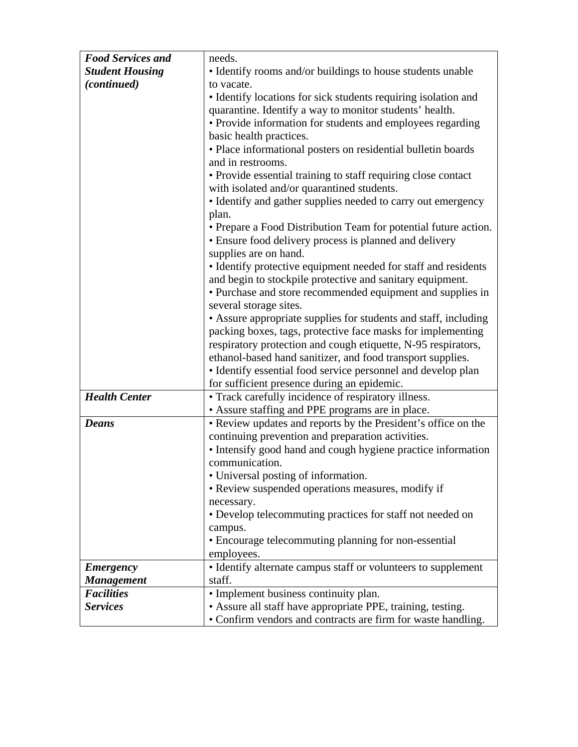| | |
|---|---|
| ***Food Services and Student Housing (continued)*** | needs.<br>• Identify rooms and/or buildings to house students unable to vacate.<br>• Identify locations for sick students requiring isolation and quarantine. Identify a way to monitor students' health.<br>• Provide information for students and employees regarding basic health practices.<br>• Place informational posters on residential bulletin boards and in restrooms.<br>• Provide essential training to staff requiring close contact with isolated and/or quarantined students.<br>• Identify and gather supplies needed to carry out emergency plan.<br>• Prepare a Food Distribution Team for potential future action.<br>• Ensure food delivery process is planned and delivery supplies are on hand.<br>• Identify protective equipment needed for staff and residents and begin to stockpile protective and sanitary equipment.<br>• Purchase and store recommended equipment and supplies in several storage sites.<br>• Assure appropriate supplies for students and staff, including packing boxes, tags, protective face masks for implementing respiratory protection and cough etiquette, N-95 respirators, ethanol-based hand sanitizer, and food transport supplies.<br>• Identify essential food service personnel and develop plan for sufficient presence during an epidemic. |
| ***Health Center*** | • Track carefully incidence of respiratory illness.<br>• Assure staffing and PPE programs are in place. |
| ***Deans*** | • Review updates and reports by the President's office on the continuing prevention and preparation activities.<br>• Intensify good hand and cough hygiene practice information communication.<br>• Universal posting of information.<br>• Review suspended operations measures, modify if necessary.<br>• Develop telecommuting practices for staff not needed on campus.<br>• Encourage telecommuting planning for non-essential employees. |
| ***Emergency Management*** | • Identify alternate campus staff or volunteers to supplement staff. |
| ***Facilities Services*** | • Implement business continuity plan.<br>• Assure all staff have appropriate PPE, training, testing.<br>• Confirm vendors and contracts are firm for waste handling. |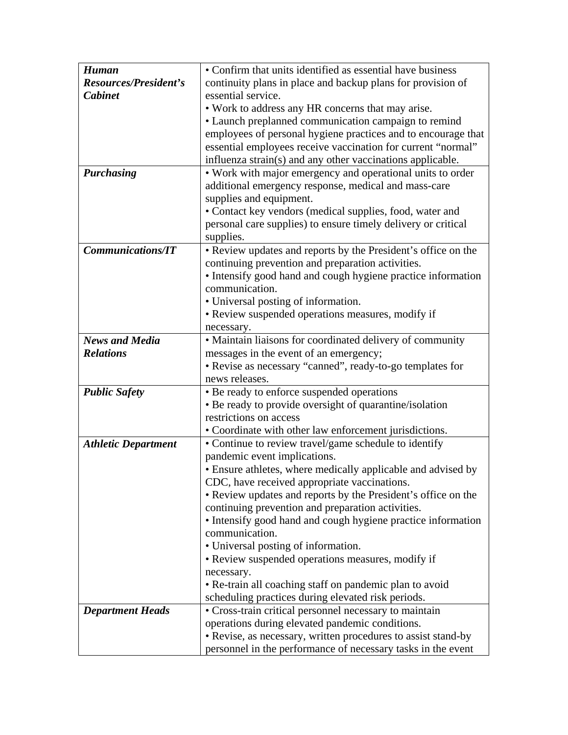| | |
|---|---|
| ***Human Resources/President's Cabinet*** | • Confirm that units identified as essential have business continuity plans in place and backup plans for provision of essential service.<br>• Work to address any HR concerns that may arise.<br>• Launch preplanned communication campaign to remind employees of personal hygiene practices and to encourage that essential employees receive vaccination for current "normal" influenza strain(s) and any other vaccinations applicable. |
| ***Purchasing*** | • Work with major emergency and operational units to order additional emergency response, medical and mass-care supplies and equipment.<br>• Contact key vendors (medical supplies, food, water and personal care supplies) to ensure timely delivery or critical supplies. |
| ***Communications/IT*** | • Review updates and reports by the President's office on the continuing prevention and preparation activities.<br>• Intensify good hand and cough hygiene practice information communication.<br>• Universal posting of information.<br>• Review suspended operations measures, modify if necessary. |
| ***News and Media Relations*** | • Maintain liaisons for coordinated delivery of community messages in the event of an emergency;<br>• Revise as necessary "canned", ready-to-go templates for news releases. |
| ***Public Safety*** | • Be ready to enforce suspended operations<br>• Be ready to provide oversight of quarantine/isolation restrictions on access<br>• Coordinate with other law enforcement jurisdictions. |
| ***Athletic Department*** | • Continue to review travel/game schedule to identify pandemic event implications.<br>• Ensure athletes, where medically applicable and advised by CDC, have received appropriate vaccinations.<br>• Review updates and reports by the President's office on the continuing prevention and preparation activities.<br>• Intensify good hand and cough hygiene practice information communication.<br>• Universal posting of information.<br>• Review suspended operations measures, modify if necessary.<br>• Re-train all coaching staff on pandemic plan to avoid scheduling practices during elevated risk periods. |
| ***Department Heads*** | • Cross-train critical personnel necessary to maintain operations during elevated pandemic conditions.<br>• Revise, as necessary, written procedures to assist stand-by personnel in the performance of necessary tasks in the event |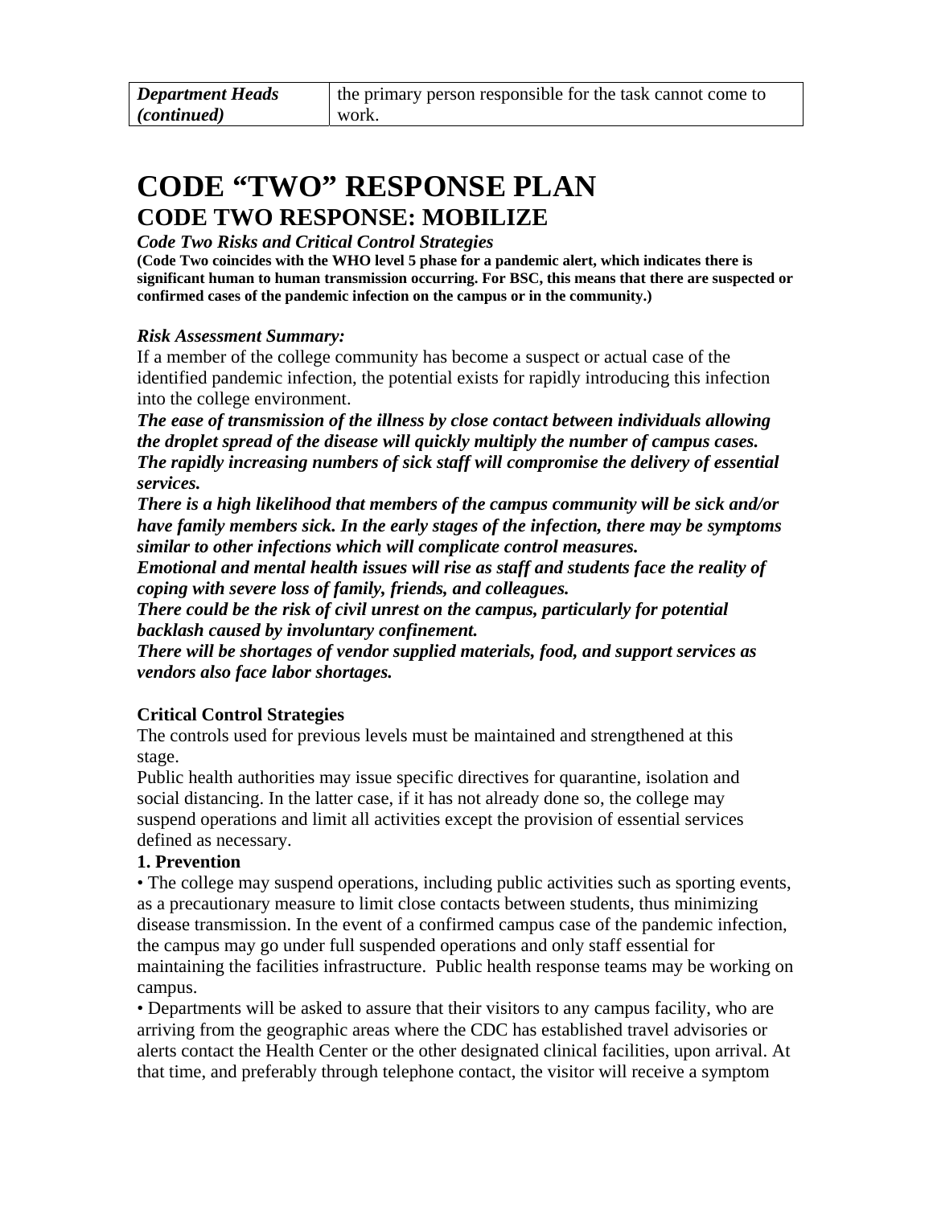| *Department Heads (continued)* | the primary person responsible for the task cannot come to work. |
|---|---|

# CODE "TWO" RESPONSE PLAN

## CODE TWO RESPONSE: MOBILIZE

***Code Two Risks and Critical Control Strategies***

**(Code Two coincides with the WHO level 5 phase for a pandemic alert, which indicates there is significant human to human transmission occurring. For BSC, this means that there are suspected or confirmed cases of the pandemic infection on the campus or in the community.)**

***Risk Assessment Summary:***

If a member of the college community has become a suspect or actual case of the identified pandemic infection, the potential exists for rapidly introducing this infection into the college environment.

***The ease of transmission of the illness by close contact between individuals allowing the droplet spread of the disease will quickly multiply the number of campus cases.***

***The rapidly increasing numbers of sick staff will compromise the delivery of essential services.***

***There is a high likelihood that members of the campus community will be sick and/or have family members sick. In the early stages of the infection, there may be symptoms similar to other infections which will complicate control measures.***

***Emotional and mental health issues will rise as staff and students face the reality of coping with severe loss of family, friends, and colleagues.***

***There could be the risk of civil unrest on the campus, particularly for potential backlash caused by involuntary confinement.***

***There will be shortages of vendor supplied materials, food, and support services as vendors also face labor shortages.***

**Critical Control Strategies**

The controls used for previous levels must be maintained and strengthened at this stage.

Public health authorities may issue specific directives for quarantine, isolation and social distancing. In the latter case, if it has not already done so, the college may suspend operations and limit all activities except the provision of essential services defined as necessary.

**1. Prevention**

- The college may suspend operations, including public activities such as sporting events, as a precautionary measure to limit close contacts between students, thus minimizing disease transmission. In the event of a confirmed campus case of the pandemic infection, the campus may go under full suspended operations and only staff essential for maintaining the facilities infrastructure. Public health response teams may be working on campus.
- Departments will be asked to assure that their visitors to any campus facility, who are arriving from the geographic areas where the CDC has established travel advisories or alerts contact the Health Center or the other designated clinical facilities, upon arrival. At that time, and preferably through telephone contact, the visitor will receive a symptom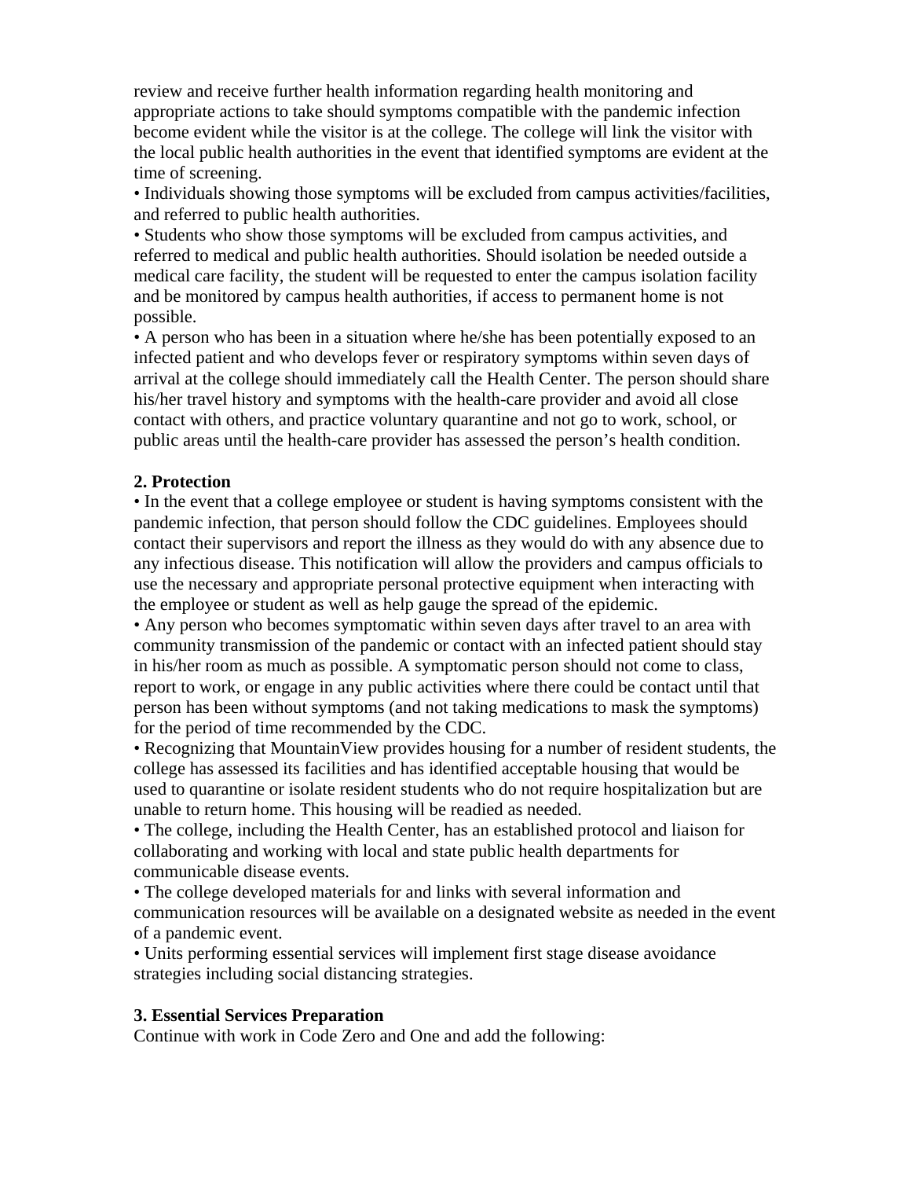review and receive further health information regarding health monitoring and appropriate actions to take should symptoms compatible with the pandemic infection become evident while the visitor is at the college. The college will link the visitor with the local public health authorities in the event that identified symptoms are evident at the time of screening.

• Individuals showing those symptoms will be excluded from campus activities/facilities, and referred to public health authorities.

• Students who show those symptoms will be excluded from campus activities, and referred to medical and public health authorities. Should isolation be needed outside a medical care facility, the student will be requested to enter the campus isolation facility and be monitored by campus health authorities, if access to permanent home is not possible.

• A person who has been in a situation where he/she has been potentially exposed to an infected patient and who develops fever or respiratory symptoms within seven days of arrival at the college should immediately call the Health Center. The person should share his/her travel history and symptoms with the health-care provider and avoid all close contact with others, and practice voluntary quarantine and not go to work, school, or public areas until the health-care provider has assessed the person's health condition.

**2. Protection**

• In the event that a college employee or student is having symptoms consistent with the pandemic infection, that person should follow the CDC guidelines. Employees should contact their supervisors and report the illness as they would do with any absence due to any infectious disease. This notification will allow the providers and campus officials to use the necessary and appropriate personal protective equipment when interacting with the employee or student as well as help gauge the spread of the epidemic.

• Any person who becomes symptomatic within seven days after travel to an area with community transmission of the pandemic or contact with an infected patient should stay in his/her room as much as possible. A symptomatic person should not come to class, report to work, or engage in any public activities where there could be contact until that person has been without symptoms (and not taking medications to mask the symptoms) for the period of time recommended by the CDC.

• Recognizing that MountainView provides housing for a number of resident students, the college has assessed its facilities and has identified acceptable housing that would be used to quarantine or isolate resident students who do not require hospitalization but are unable to return home. This housing will be readied as needed.

• The college, including the Health Center, has an established protocol and liaison for collaborating and working with local and state public health departments for communicable disease events.

• The college developed materials for and links with several information and communication resources will be available on a designated website as needed in the event of a pandemic event.

• Units performing essential services will implement first stage disease avoidance strategies including social distancing strategies.

**3. Essential Services Preparation**

Continue with work in Code Zero and One and add the following: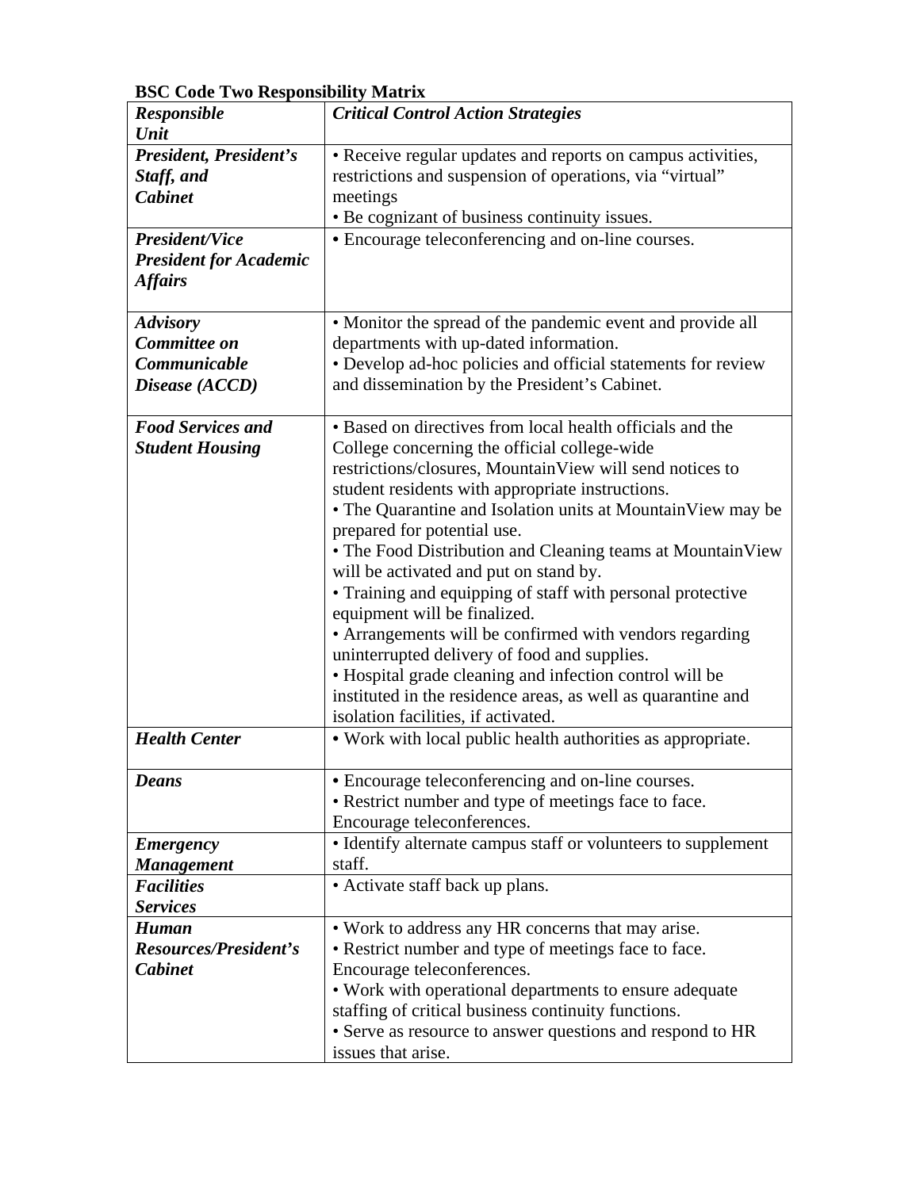**BSC Code Two Responsibility Matrix**

| ***Responsible Unit*** | ***Critical Control Action Strategies*** |
|---|---|
| ***President, President's Staff, and Cabinet*** | • Receive regular updates and reports on campus activities, restrictions and suspension of operations, via "virtual" meetings<br>• Be cognizant of business continuity issues. |
| ***President/Vice President for Academic Affairs*** | • Encourage teleconferencing and on-line courses. |
| ***Advisory Committee on Communicable Disease (ACCD)*** | • Monitor the spread of the pandemic event and provide all departments with up-dated information.<br>• Develop ad-hoc policies and official statements for review and dissemination by the President's Cabinet. |
| ***Food Services and Student Housing*** | • Based on directives from local health officials and the College concerning the official college-wide restrictions/closures, MountainView will send notices to student residents with appropriate instructions.<br>• The Quarantine and Isolation units at MountainView may be prepared for potential use.<br>• The Food Distribution and Cleaning teams at MountainView will be activated and put on stand by.<br>• Training and equipping of staff with personal protective equipment will be finalized.<br>• Arrangements will be confirmed with vendors regarding uninterrupted delivery of food and supplies.<br>• Hospital grade cleaning and infection control will be instituted in the residence areas, as well as quarantine and isolation facilities, if activated. |
| ***Health Center*** | • Work with local public health authorities as appropriate. |
| ***Deans*** | • Encourage teleconferencing and on-line courses.<br>• Restrict number and type of meetings face to face. Encourage teleconferences. |
| ***Emergency Management*** | • Identify alternate campus staff or volunteers to supplement staff. |
| ***Facilities Services*** | • Activate staff back up plans. |
| ***Human Resources/President's Cabinet*** | • Work to address any HR concerns that may arise.<br>• Restrict number and type of meetings face to face. Encourage teleconferences.<br>• Work with operational departments to ensure adequate staffing of critical business continuity functions.<br>• Serve as resource to answer questions and respond to HR issues that arise. |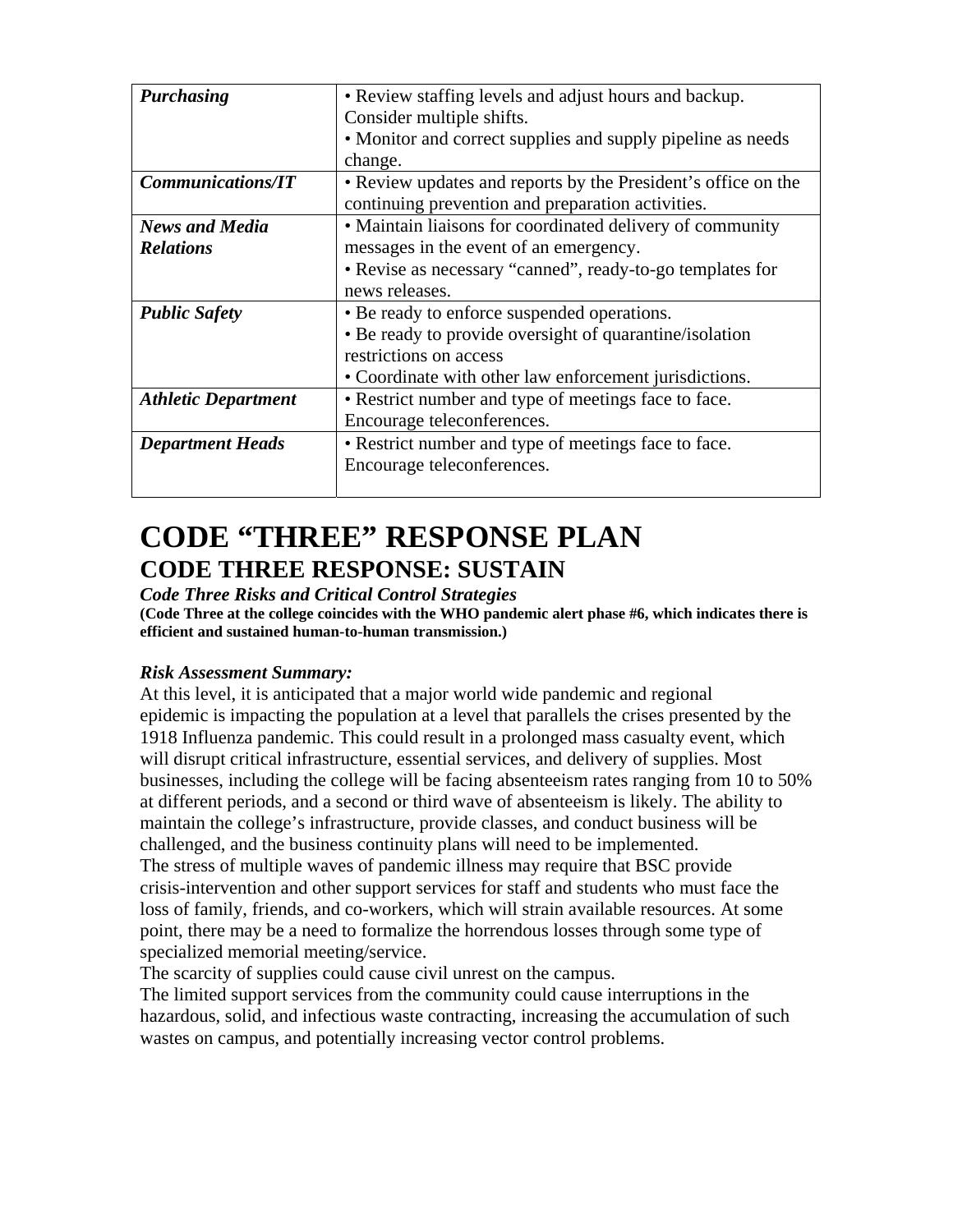| | |
|---|---|
| ***Purchasing*** | • Review staffing levels and adjust hours and backup. Consider multiple shifts.<br>• Monitor and correct supplies and supply pipeline as needs change. |
| ***Communications/IT*** | • Review updates and reports by the President's office on the continuing prevention and preparation activities. |
| ***News and Media Relations*** | • Maintain liaisons for coordinated delivery of community messages in the event of an emergency.<br>• Revise as necessary "canned", ready-to-go templates for news releases. |
| ***Public Safety*** | • Be ready to enforce suspended operations.<br>• Be ready to provide oversight of quarantine/isolation restrictions on access<br>• Coordinate with other law enforcement jurisdictions. |
| ***Athletic Department*** | • Restrict number and type of meetings face to face. Encourage teleconferences. |
| ***Department Heads*** | • Restrict number and type of meetings face to face. Encourage teleconferences. |

# CODE "THREE" RESPONSE PLAN

## CODE THREE RESPONSE: SUSTAIN

***Code Three Risks and Critical Control Strategies***

**(Code Three at the college coincides with the WHO pandemic alert phase #6, which indicates there is efficient and sustained human-to-human transmission.)**

***Risk Assessment Summary:***

At this level, it is anticipated that a major world wide pandemic and regional epidemic is impacting the population at a level that parallels the crises presented by the 1918 Influenza pandemic. This could result in a prolonged mass casualty event, which will disrupt critical infrastructure, essential services, and delivery of supplies. Most businesses, including the college will be facing absenteeism rates ranging from 10 to 50% at different periods, and a second or third wave of absenteeism is likely. The ability to maintain the college's infrastructure, provide classes, and conduct business will be challenged, and the business continuity plans will need to be implemented.

The stress of multiple waves of pandemic illness may require that BSC provide crisis-intervention and other support services for staff and students who must face the loss of family, friends, and co-workers, which will strain available resources. At some point, there may be a need to formalize the horrendous losses through some type of specialized memorial meeting/service.

The scarcity of supplies could cause civil unrest on the campus.

The limited support services from the community could cause interruptions in the hazardous, solid, and infectious waste contracting, increasing the accumulation of such wastes on campus, and potentially increasing vector control problems.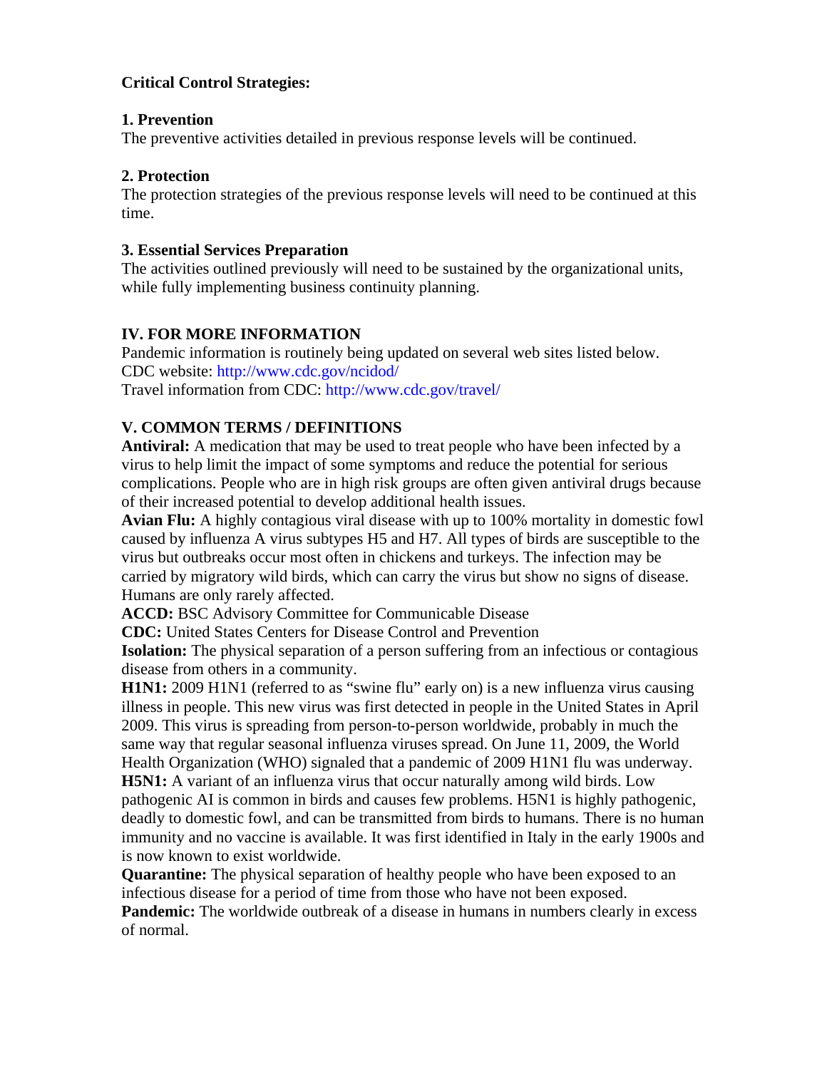**Critical Control Strategies:**

**1. Prevention**
The preventive activities detailed in previous response levels will be continued.

**2. Protection**
The protection strategies of the previous response levels will need to be continued at this time.

**3. Essential Services Preparation**
The activities outlined previously will need to be sustained by the organizational units, while fully implementing business continuity planning.

## IV. FOR MORE INFORMATION

Pandemic information is routinely being updated on several web sites listed below.
CDC website: http://www.cdc.gov/ncidod/
Travel information from CDC: http://www.cdc.gov/travel/

## V. COMMON TERMS / DEFINITIONS

**Antiviral:** A medication that may be used to treat people who have been infected by a virus to help limit the impact of some symptoms and reduce the potential for serious complications. People who are in high risk groups are often given antiviral drugs because of their increased potential to develop additional health issues.
**Avian Flu:** A highly contagious viral disease with up to 100% mortality in domestic fowl caused by influenza A virus subtypes H5 and H7. All types of birds are susceptible to the virus but outbreaks occur most often in chickens and turkeys. The infection may be carried by migratory wild birds, which can carry the virus but show no signs of disease. Humans are only rarely affected.
**ACCD:** BSC Advisory Committee for Communicable Disease
**CDC:** United States Centers for Disease Control and Prevention
**Isolation:** The physical separation of a person suffering from an infectious or contagious disease from others in a community.
**H1N1:** 2009 H1N1 (referred to as "swine flu" early on) is a new influenza virus causing illness in people. This new virus was first detected in people in the United States in April 2009. This virus is spreading from person-to-person worldwide, probably in much the same way that regular seasonal influenza viruses spread. On June 11, 2009, the World Health Organization (WHO) signaled that a pandemic of 2009 H1N1 flu was underway.
**H5N1:** A variant of an influenza virus that occur naturally among wild birds. Low pathogenic AI is common in birds and causes few problems. H5N1 is highly pathogenic, deadly to domestic fowl, and can be transmitted from birds to humans. There is no human immunity and no vaccine is available. It was first identified in Italy in the early 1900s and is now known to exist worldwide.
**Quarantine:** The physical separation of healthy people who have been exposed to an infectious disease for a period of time from those who have not been exposed.
**Pandemic:** The worldwide outbreak of a disease in humans in numbers clearly in excess of normal.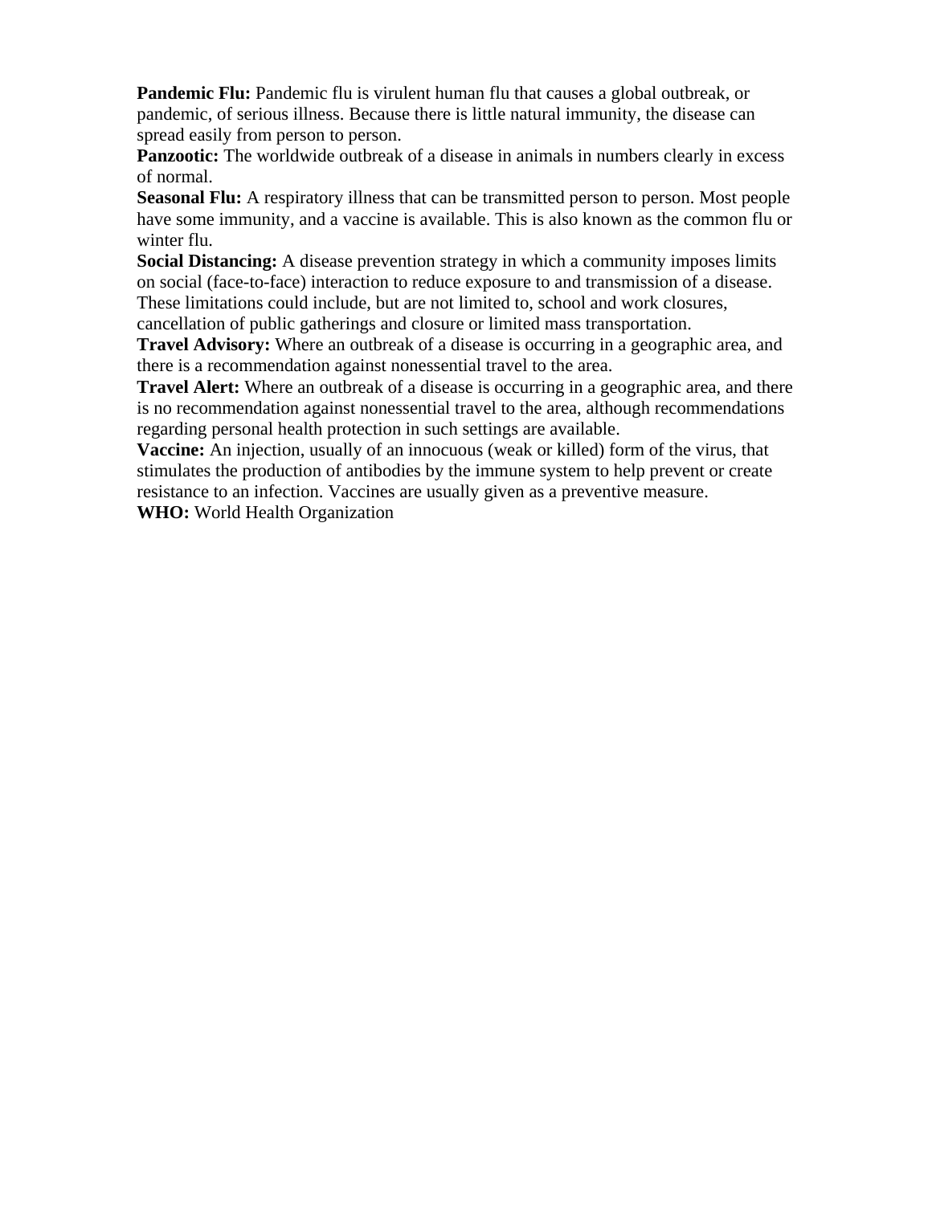**Pandemic Flu:** Pandemic flu is virulent human flu that causes a global outbreak, or pandemic, of serious illness. Because there is little natural immunity, the disease can spread easily from person to person.

**Panzootic:** The worldwide outbreak of a disease in animals in numbers clearly in excess of normal.

**Seasonal Flu:** A respiratory illness that can be transmitted person to person. Most people have some immunity, and a vaccine is available. This is also known as the common flu or winter flu.

**Social Distancing:** A disease prevention strategy in which a community imposes limits on social (face-to-face) interaction to reduce exposure to and transmission of a disease. These limitations could include, but are not limited to, school and work closures, cancellation of public gatherings and closure or limited mass transportation.

**Travel Advisory:** Where an outbreak of a disease is occurring in a geographic area, and there is a recommendation against nonessential travel to the area.

**Travel Alert:** Where an outbreak of a disease is occurring in a geographic area, and there is no recommendation against nonessential travel to the area, although recommendations regarding personal health protection in such settings are available.

**Vaccine:** An injection, usually of an innocuous (weak or killed) form of the virus, that stimulates the production of antibodies by the immune system to help prevent or create resistance to an infection. Vaccines are usually given as a preventive measure.

**WHO:** World Health Organization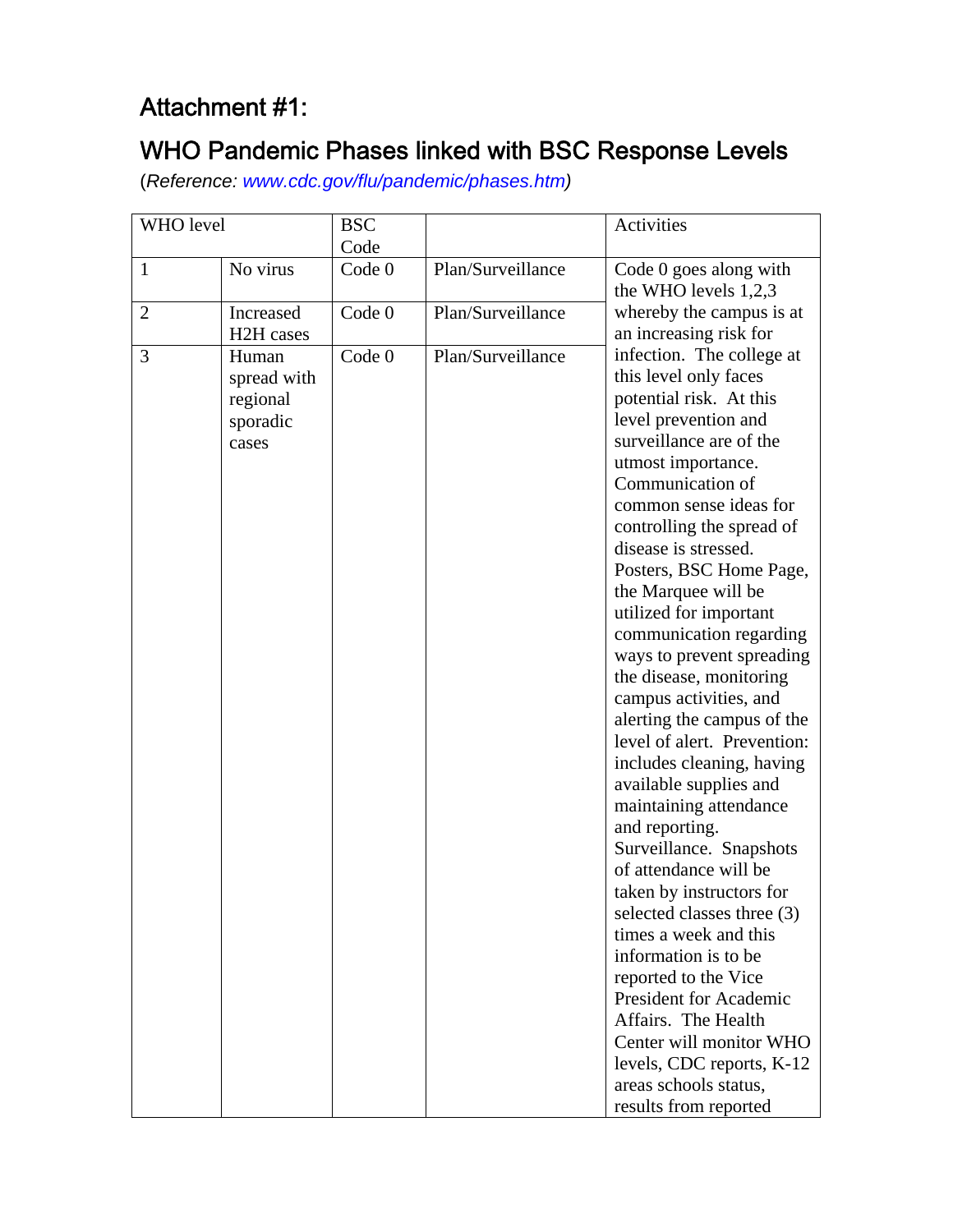## Attachment #1:

## WHO Pandemic Phases linked with BSC Response Levels

(*Reference: www.cdc.gov/flu/pandemic/phases.htm*)

| WHO level | | BSC Code | | Activities |
|---|---|---|---|---|
| 1 | No virus | Code 0 | Plan/Surveillance | Code 0 goes along with the WHO levels 1,2,3 whereby the campus is at an increasing risk for infection. The college at this level only faces potential risk. At this level prevention and surveillance are of the utmost importance. Communication of common sense ideas for controlling the spread of disease is stressed. Posters, BSC Home Page, the Marquee will be utilized for important communication regarding ways to prevent spreading the disease, monitoring campus activities, and alerting the campus of the level of alert. Prevention: includes cleaning, having available supplies and maintaining attendance and reporting. Surveillance. Snapshots of attendance will be taken by instructors for selected classes three (3) times a week and this information is to be reported to the Vice President for Academic Affairs. The Health Center will monitor WHO levels, CDC reports, K-12 areas schools status, results from reported |
| 2 | Increased H2H cases | Code 0 | Plan/Surveillance | |
| 3 | Human spread with regional sporadic cases | Code 0 | Plan/Surveillance | |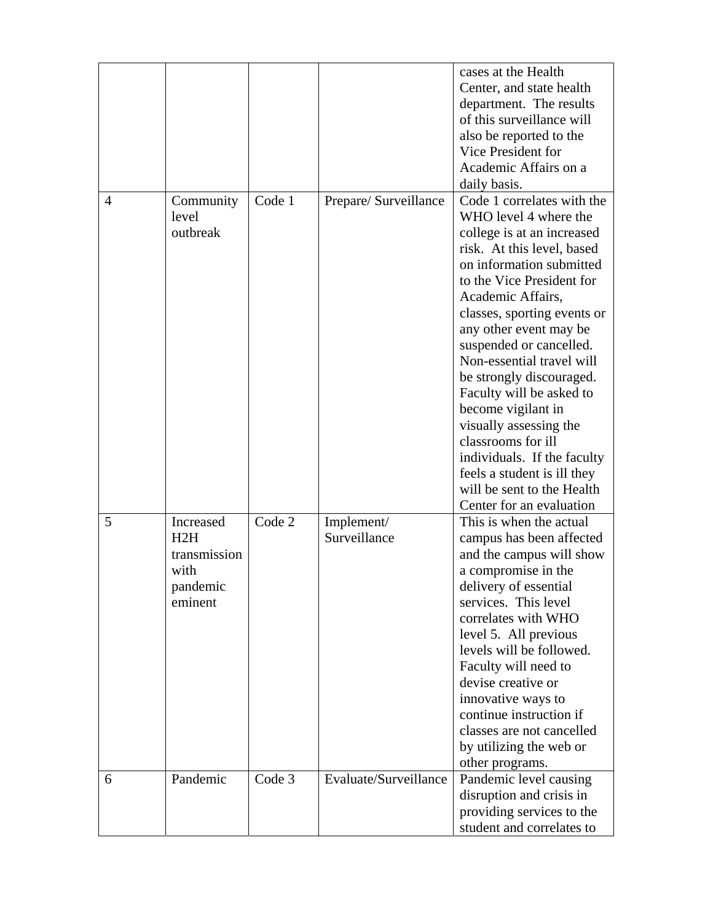| | | | | |
|---|---|---|---|---|
| | | | | cases at the Health Center, and state health department. The results of this surveillance will also be reported to the Vice President for Academic Affairs on a daily basis. |
| 4 | Community level outbreak | Code 1 | Prepare/ Surveillance | Code 1 correlates with the WHO level 4 where the college is at an increased risk. At this level, based on information submitted to the Vice President for Academic Affairs, classes, sporting events or any other event may be suspended or cancelled. Non-essential travel will be strongly discouraged. Faculty will be asked to become vigilant in visually assessing the classrooms for ill individuals. If the faculty feels a student is ill they will be sent to the Health Center for an evaluation |
| 5 | Increased H2H transmission with pandemic eminent | Code 2 | Implement/ Surveillance | This is when the actual campus has been affected and the campus will show a compromise in the delivery of essential services. This level correlates with WHO level 5. All previous levels will be followed. Faculty will need to devise creative or innovative ways to continue instruction if classes are not cancelled by utilizing the web or other programs. |
| 6 | Pandemic | Code 3 | Evaluate/Surveillance | Pandemic level causing disruption and crisis in providing services to the student and correlates to |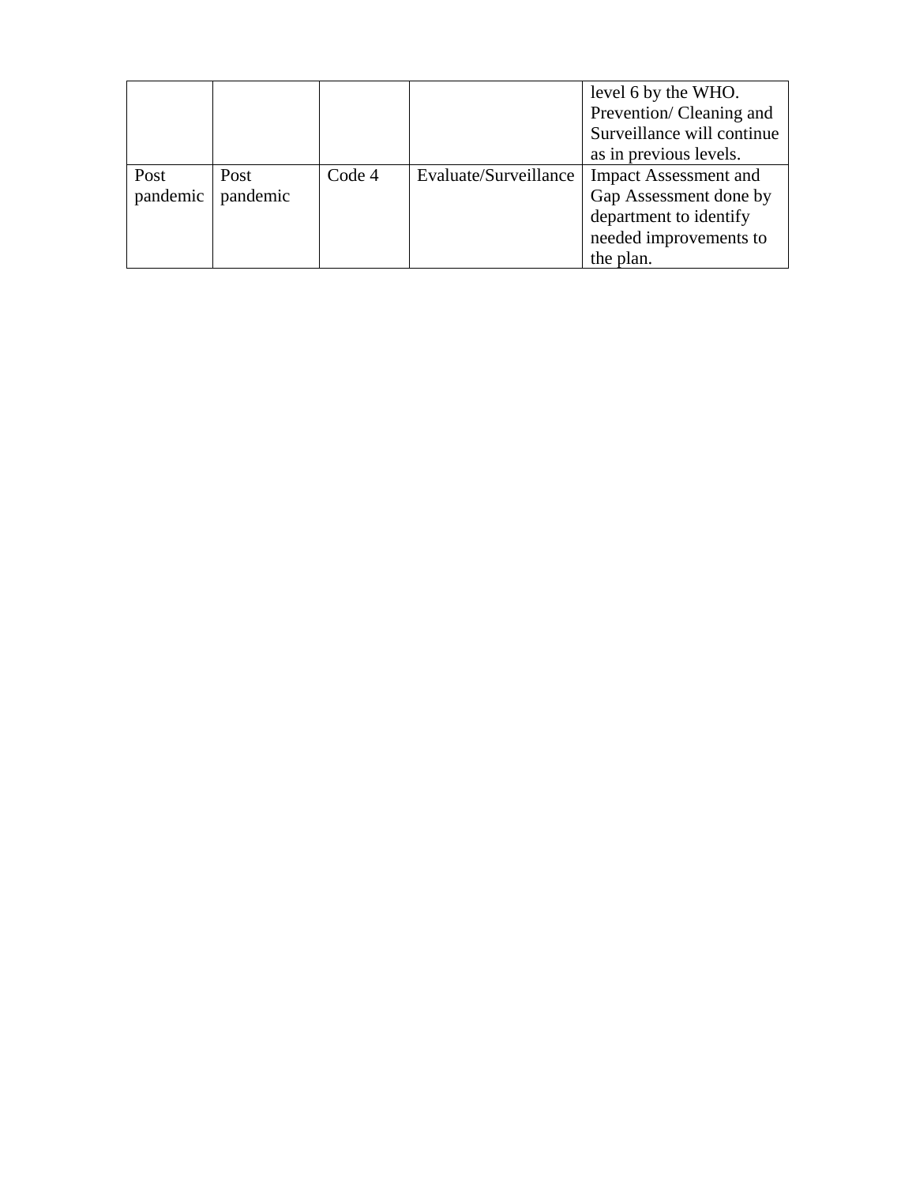| | | | | |
|---|---|---|---|---|
| | | | | level 6 by the WHO. Prevention/ Cleaning and Surveillance will continue as in previous levels. |
| Post pandemic | Post pandemic | Code 4 | Evaluate/Surveillance | Impact Assessment and Gap Assessment done by department to identify needed improvements to the plan. |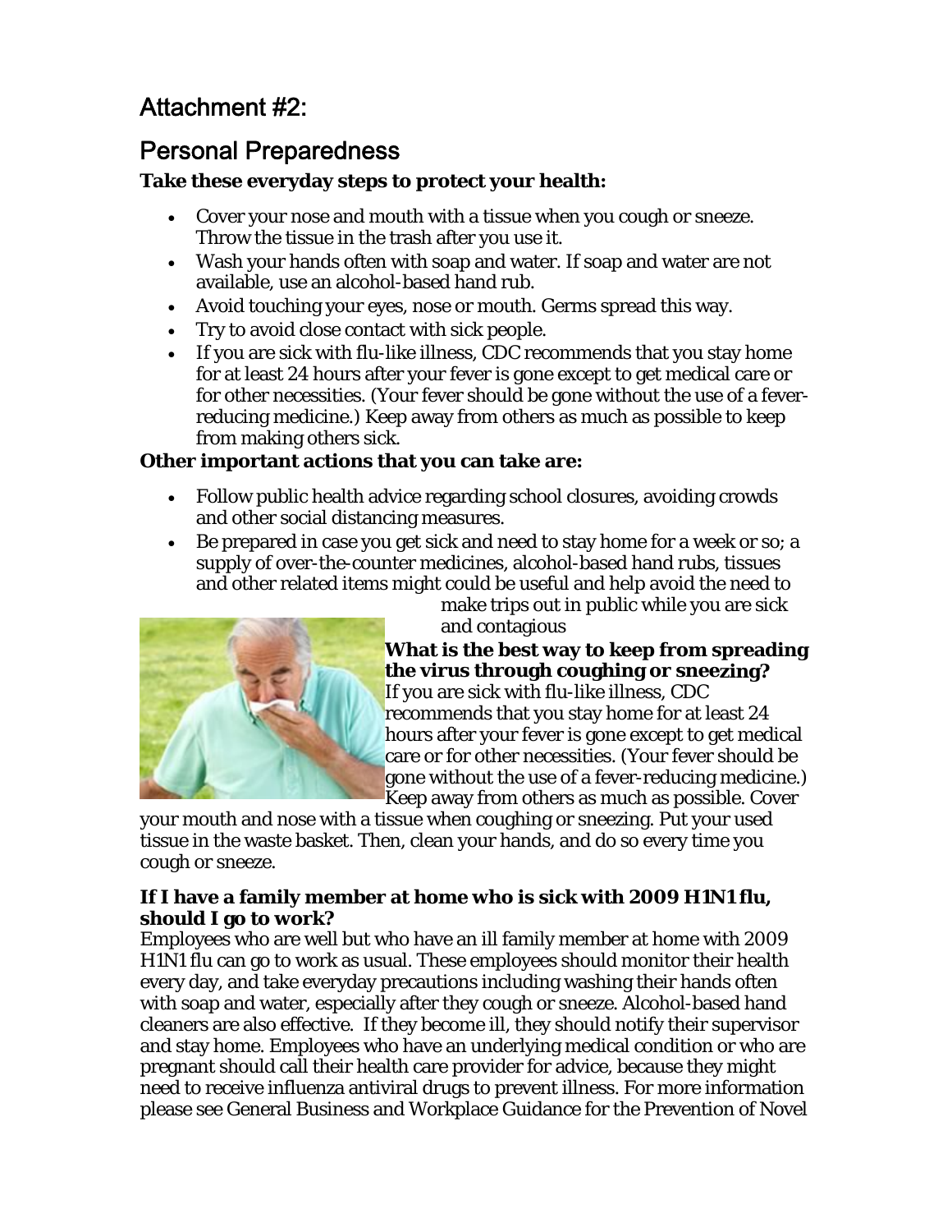# Attachment #2:

## Personal Preparedness

**Take these everyday steps to protect your health:**

- Cover your nose and mouth with a tissue when you cough or sneeze. Throw the tissue in the trash after you use it.
- Wash your hands often with soap and water. If soap and water are not available, use an alcohol-based hand rub.
- Avoid touching your eyes, nose or mouth. Germs spread this way.
- Try to avoid close contact with sick people.
- If you are sick with flu-like illness, CDC recommends that you stay home for at least 24 hours after your fever is gone except to get medical care or for other necessities. (Your fever should be gone without the use of a fever-reducing medicine.) Keep away from others as much as possible to keep from making others sick.

**Other important actions that you can take are:**

- Follow public health advice regarding school closures, avoiding crowds and other social distancing measures.
- Be prepared in case you get sick and need to stay home for a week or so; a supply of over-the-counter medicines, alcohol-based hand rubs, tissues and other related items might could be useful and help avoid the need to make trips out in public while you are sick and contagious

**What is the best way to keep from spreading the virus through coughing or sneezing?**

If you are sick with flu-like illness, CDC recommends that you stay home for at least 24 hours after your fever is gone except to get medical care or for other necessities. (Your fever should be gone without the use of a fever-reducing medicine.) Keep away from others as much as possible. Cover your mouth and nose with a tissue when coughing or sneezing. Put your used tissue in the waste basket. Then, clean your hands, and do so every time you cough or sneeze.

**If I have a family member at home who is sick with 2009 H1N1 flu, should I go to work?**

Employees who are well but who have an ill family member at home with 2009 H1N1 flu can go to work as usual. These employees should monitor their health every day, and take everyday precautions including washing their hands often with soap and water, especially after they cough or sneeze. Alcohol-based hand cleaners are also effective. If they become ill, they should notify their supervisor and stay home. Employees who have an underlying medical condition or who are pregnant should call their health care provider for advice, because they might need to receive influenza antiviral drugs to prevent illness. For more information please see General Business and Workplace Guidance for the Prevention of Novel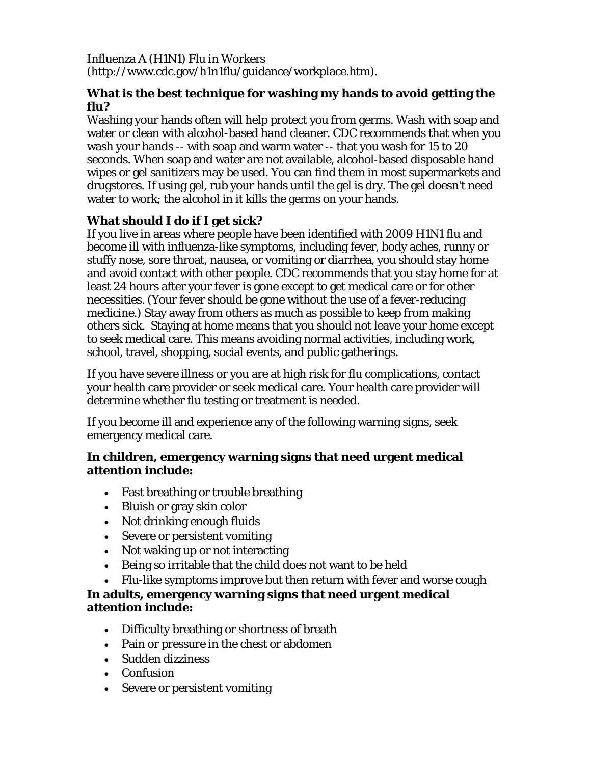Influenza A (H1N1) Flu in Workers
(http://www.cdc.gov/h1n1flu/guidance/workplace.htm).

**What is the best technique for washing my hands to avoid getting the flu?**

Washing your hands often will help protect you from germs. Wash with soap and water or clean with alcohol-based hand cleaner. CDC recommends that when you wash your hands -- with soap and warm water -- that you wash for 15 to 20 seconds. When soap and water are not available, alcohol-based disposable hand wipes or gel sanitizers may be used. You can find them in most supermarkets and drugstores. If using gel, rub your hands until the gel is dry. The gel doesn't need water to work; the alcohol in it kills the germs on your hands.

**What should I do if I get sick?**

If you live in areas where people have been identified with 2009 H1N1 flu and become ill with influenza-like symptoms, including fever, body aches, runny or stuffy nose, sore throat, nausea, or vomiting or diarrhea, you should stay home and avoid contact with other people. CDC recommends that you stay home for at least 24 hours after your fever is gone except to get medical care or for other necessities. (Your fever should be gone without the use of a fever-reducing medicine.) Stay away from others as much as possible to keep from making others sick. Staying at home means that you should not leave your home except to seek medical care. This means avoiding normal activities, including work, school, travel, shopping, social events, and public gatherings.

If you have severe illness or you are at high risk for flu complications, contact your health care provider or seek medical care. Your health care provider will determine whether flu testing or treatment is needed.

If you become ill and experience any of the following warning signs, seek emergency medical care.

**In children, emergency warning signs that need urgent medical attention include:**

- Fast breathing or trouble breathing
- Bluish or gray skin color
- Not drinking enough fluids
- Severe or persistent vomiting
- Not waking up or not interacting
- Being so irritable that the child does not want to be held
- Flu-like symptoms improve but then return with fever and worse cough

**In adults, emergency warning signs that need urgent medical attention include:**

- Difficulty breathing or shortness of breath
- Pain or pressure in the chest or abdomen
- Sudden dizziness
- Confusion
- Severe or persistent vomiting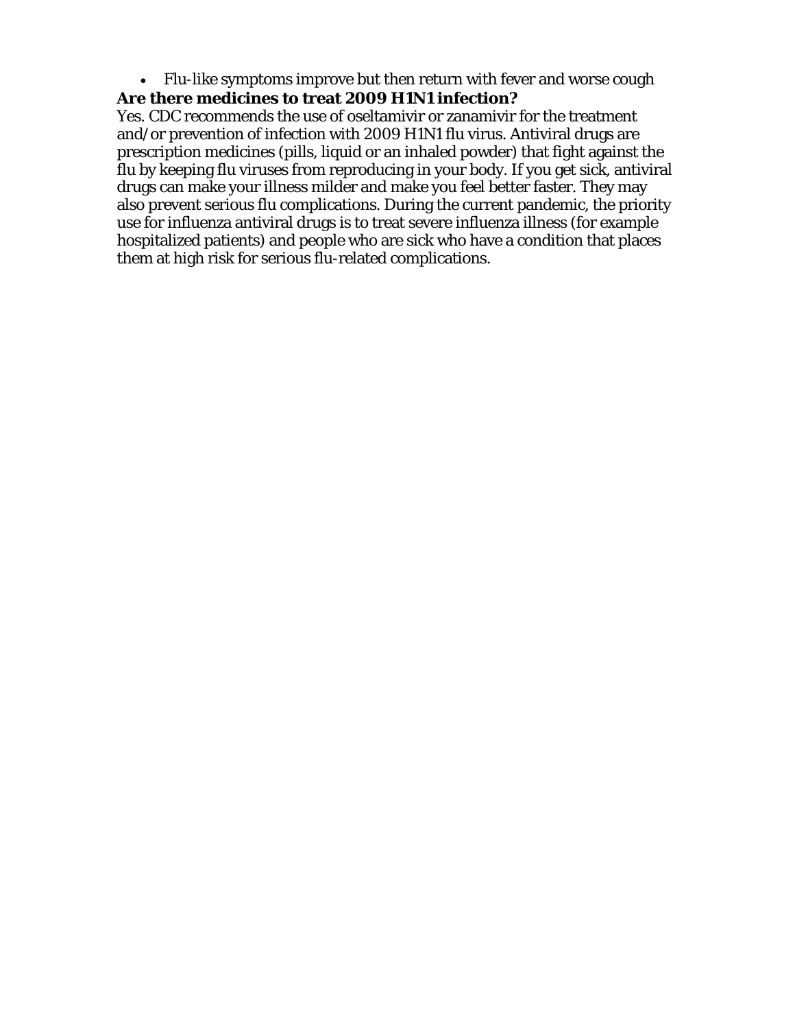- Flu-like symptoms improve but then return with fever and worse cough

**Are there medicines to treat 2009 H1N1 infection?**

Yes. CDC recommends the use of oseltamivir or zanamivir for the treatment and/or prevention of infection with 2009 H1N1 flu virus. Antiviral drugs are prescription medicines (pills, liquid or an inhaled powder) that fight against the flu by keeping flu viruses from reproducing in your body. If you get sick, antiviral drugs can make your illness milder and make you feel better faster. They may also prevent serious flu complications. During the current pandemic, the priority use for influenza antiviral drugs is to treat severe influenza illness (for example hospitalized patients) and people who are sick who have a condition that places them at high risk for serious flu-related complications.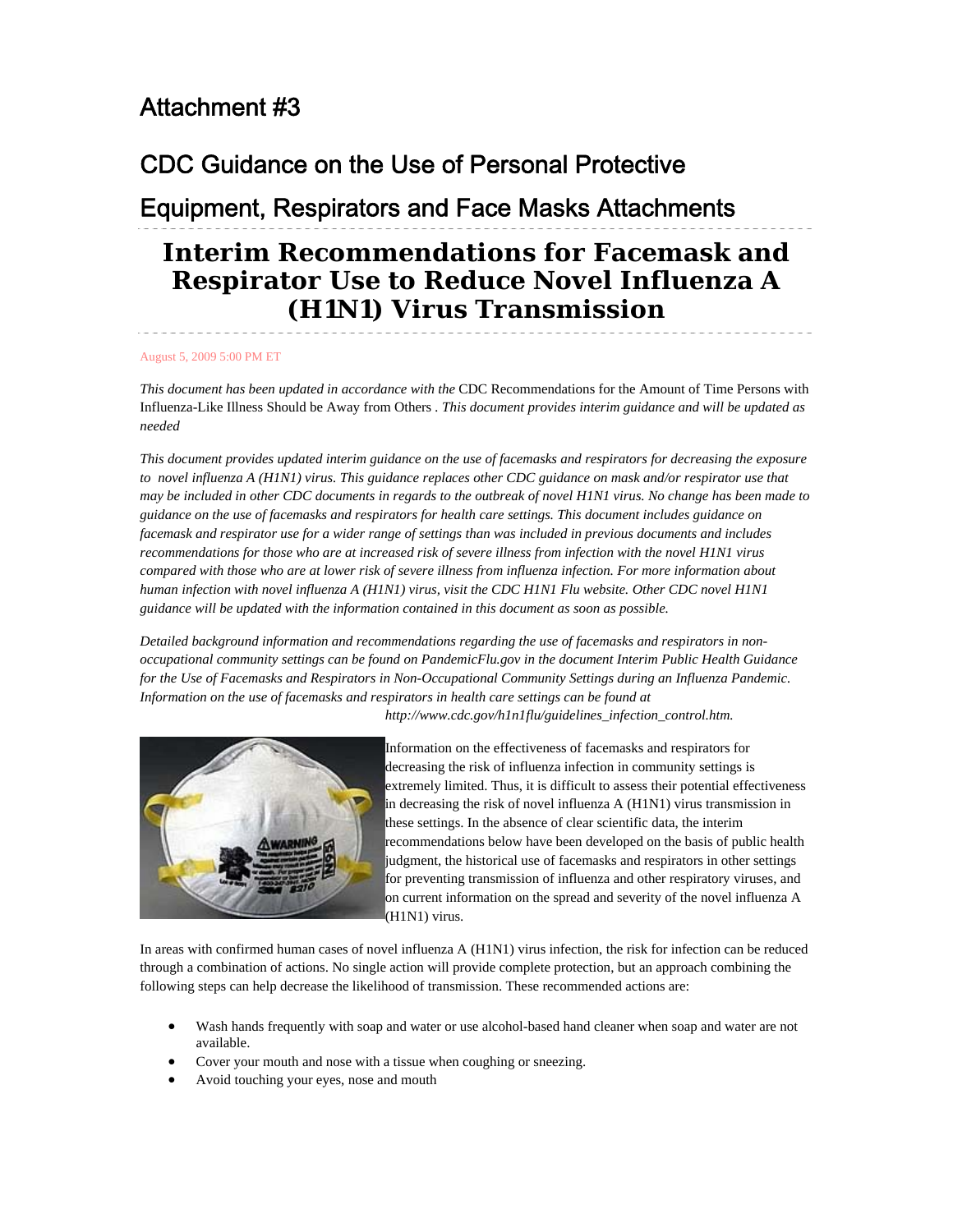# Attachment #3

## CDC Guidance on the Use of Personal Protective Equipment, Respirators and Face Masks Attachments

# Interim Recommendations for Facemask and Respirator Use to Reduce Novel Influenza A (H1N1) Virus Transmission

August 5, 2009 5:00 PM ET

*This document has been updated in accordance with the* CDC Recommendations for the Amount of Time Persons with Influenza-Like Illness Should be Away from Others . *This document provides interim guidance and will be updated as needed*

*This document provides updated interim guidance on the use of facemasks and respirators for decreasing the exposure to novel influenza A (H1N1) virus. This guidance replaces other CDC guidance on mask and/or respirator use that may be included in other CDC documents in regards to the outbreak of novel H1N1 virus. No change has been made to guidance on the use of facemasks and respirators for health care settings. This document includes guidance on facemask and respirator use for a wider range of settings than was included in previous documents and includes recommendations for those who are at increased risk of severe illness from infection with the novel H1N1 virus compared with those who are at lower risk of severe illness from influenza infection. For more information about human infection with novel influenza A (H1N1) virus, visit the CDC H1N1 Flu website. Other CDC novel H1N1 guidance will be updated with the information contained in this document as soon as possible.*

*Detailed background information and recommendations regarding the use of facemasks and respirators in non-occupational community settings can be found on PandemicFlu.gov in the document Interim Public Health Guidance for the Use of Facemasks and Respirators in Non-Occupational Community Settings during an Influenza Pandemic. Information on the use of facemasks and respirators in health care settings can be found at http://www.cdc.gov/h1n1flu/guidelines_infection_control.htm.*

Information on the effectiveness of facemasks and respirators for decreasing the risk of influenza infection in community settings is extremely limited. Thus, it is difficult to assess their potential effectiveness in decreasing the risk of novel influenza A (H1N1) virus transmission in these settings. In the absence of clear scientific data, the interim recommendations below have been developed on the basis of public health judgment, the historical use of facemasks and respirators in other settings for preventing transmission of influenza and other respiratory viruses, and on current information on the spread and severity of the novel influenza A (H1N1) virus.

In areas with confirmed human cases of novel influenza A (H1N1) virus infection, the risk for infection can be reduced through a combination of actions. No single action will provide complete protection, but an approach combining the following steps can help decrease the likelihood of transmission. These recommended actions are:

- Wash hands frequently with soap and water or use alcohol-based hand cleaner when soap and water are not available.
- Cover your mouth and nose with a tissue when coughing or sneezing.
- Avoid touching your eyes, nose and mouth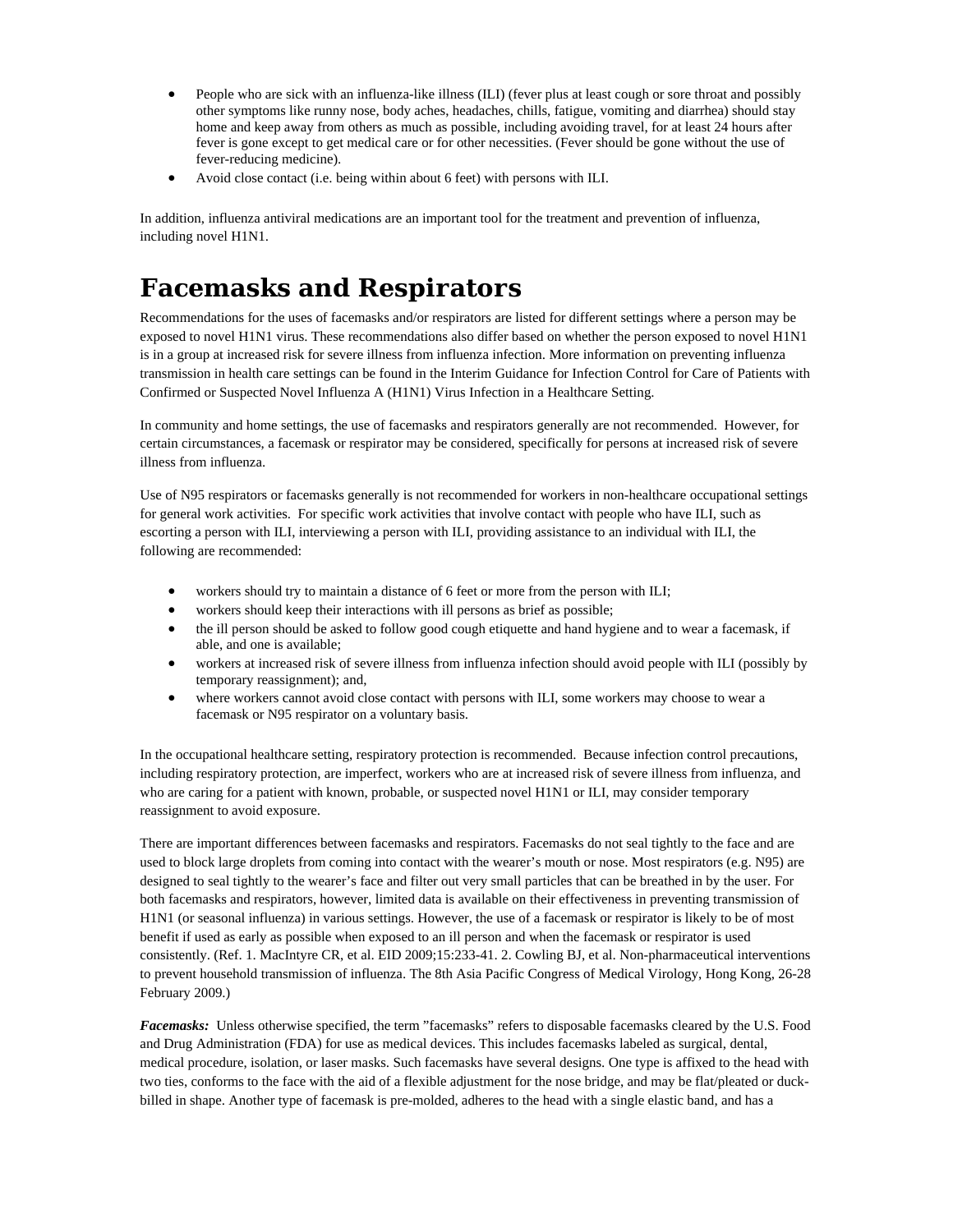- People who are sick with an influenza-like illness (ILI) (fever plus at least cough or sore throat and possibly other symptoms like runny nose, body aches, headaches, chills, fatigue, vomiting and diarrhea) should stay home and keep away from others as much as possible, including avoiding travel, for at least 24 hours after fever is gone except to get medical care or for other necessities. (Fever should be gone without the use of fever-reducing medicine).
- Avoid close contact (i.e. being within about 6 feet) with persons with ILI.

In addition, influenza antiviral medications are an important tool for the treatment and prevention of influenza, including novel H1N1.

# Facemasks and Respirators

Recommendations for the uses of facemasks and/or respirators are listed for different settings where a person may be exposed to novel H1N1 virus. These recommendations also differ based on whether the person exposed to novel H1N1 is in a group at increased risk for severe illness from influenza infection. More information on preventing influenza transmission in health care settings can be found in the Interim Guidance for Infection Control for Care of Patients with Confirmed or Suspected Novel Influenza A (H1N1) Virus Infection in a Healthcare Setting.

In community and home settings, the use of facemasks and respirators generally are not recommended. However, for certain circumstances, a facemask or respirator may be considered, specifically for persons at increased risk of severe illness from influenza.

Use of N95 respirators or facemasks generally is not recommended for workers in non-healthcare occupational settings for general work activities. For specific work activities that involve contact with people who have ILI, such as escorting a person with ILI, interviewing a person with ILI, providing assistance to an individual with ILI, the following are recommended:

- workers should try to maintain a distance of 6 feet or more from the person with ILI;
- workers should keep their interactions with ill persons as brief as possible;
- the ill person should be asked to follow good cough etiquette and hand hygiene and to wear a facemask, if able, and one is available;
- workers at increased risk of severe illness from influenza infection should avoid people with ILI (possibly by temporary reassignment); and,
- where workers cannot avoid close contact with persons with ILI, some workers may choose to wear a facemask or N95 respirator on a voluntary basis.

In the occupational healthcare setting, respiratory protection is recommended. Because infection control precautions, including respiratory protection, are imperfect, workers who are at increased risk of severe illness from influenza, and who are caring for a patient with known, probable, or suspected novel H1N1 or ILI, may consider temporary reassignment to avoid exposure.

There are important differences between facemasks and respirators. Facemasks do not seal tightly to the face and are used to block large droplets from coming into contact with the wearer's mouth or nose. Most respirators (e.g. N95) are designed to seal tightly to the wearer's face and filter out very small particles that can be breathed in by the user. For both facemasks and respirators, however, limited data is available on their effectiveness in preventing transmission of H1N1 (or seasonal influenza) in various settings. However, the use of a facemask or respirator is likely to be of most benefit if used as early as possible when exposed to an ill person and when the facemask or respirator is used consistently. (Ref. 1. MacIntyre CR, et al. EID 2009;15:233-41. 2. Cowling BJ, et al. Non-pharmaceutical interventions to prevent household transmission of influenza. The 8th Asia Pacific Congress of Medical Virology, Hong Kong, 26-28 February 2009.)

***Facemasks:*** Unless otherwise specified, the term "facemasks" refers to disposable facemasks cleared by the U.S. Food and Drug Administration (FDA) for use as medical devices. This includes facemasks labeled as surgical, dental, medical procedure, isolation, or laser masks. Such facemasks have several designs. One type is affixed to the head with two ties, conforms to the face with the aid of a flexible adjustment for the nose bridge, and may be flat/pleated or duck-billed in shape. Another type of facemask is pre-molded, adheres to the head with a single elastic band, and has a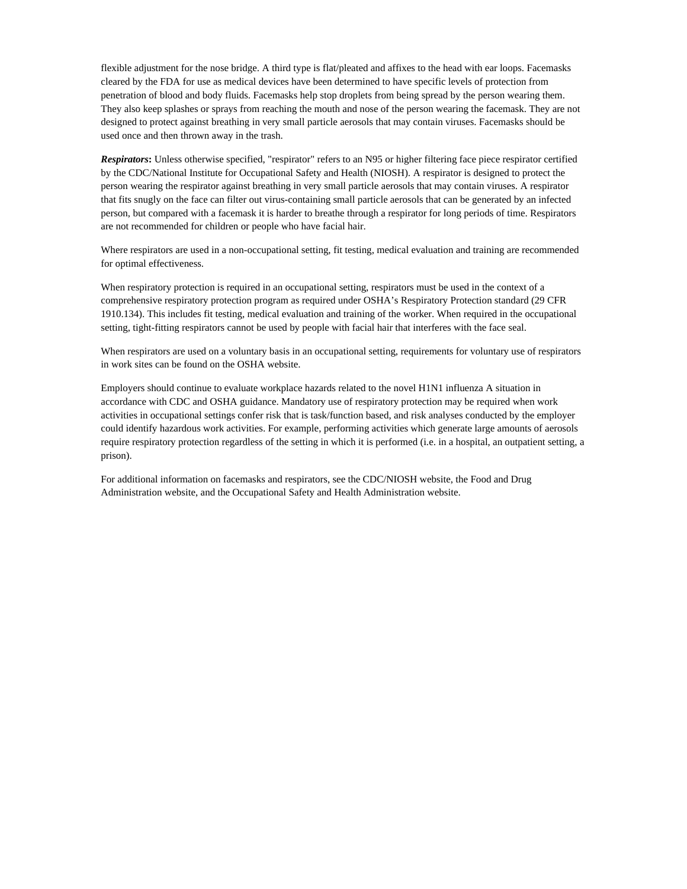flexible adjustment for the nose bridge. A third type is flat/pleated and affixes to the head with ear loops. Facemasks cleared by the FDA for use as medical devices have been determined to have specific levels of protection from penetration of blood and body fluids. Facemasks help stop droplets from being spread by the person wearing them. They also keep splashes or sprays from reaching the mouth and nose of the person wearing the facemask. They are not designed to protect against breathing in very small particle aerosols that may contain viruses. Facemasks should be used once and then thrown away in the trash.

***Respirators*:** Unless otherwise specified, "respirator" refers to an N95 or higher filtering face piece respirator certified by the CDC/National Institute for Occupational Safety and Health (NIOSH). A respirator is designed to protect the person wearing the respirator against breathing in very small particle aerosols that may contain viruses. A respirator that fits snugly on the face can filter out virus-containing small particle aerosols that can be generated by an infected person, but compared with a facemask it is harder to breathe through a respirator for long periods of time. Respirators are not recommended for children or people who have facial hair.

Where respirators are used in a non-occupational setting, fit testing, medical evaluation and training are recommended for optimal effectiveness.

When respiratory protection is required in an occupational setting, respirators must be used in the context of a comprehensive respiratory protection program as required under OSHA's Respiratory Protection standard (29 CFR 1910.134). This includes fit testing, medical evaluation and training of the worker. When required in the occupational setting, tight-fitting respirators cannot be used by people with facial hair that interferes with the face seal.

When respirators are used on a voluntary basis in an occupational setting, requirements for voluntary use of respirators in work sites can be found on the OSHA website.

Employers should continue to evaluate workplace hazards related to the novel H1N1 influenza A situation in accordance with CDC and OSHA guidance. Mandatory use of respiratory protection may be required when work activities in occupational settings confer risk that is task/function based, and risk analyses conducted by the employer could identify hazardous work activities. For example, performing activities which generate large amounts of aerosols require respiratory protection regardless of the setting in which it is performed (i.e. in a hospital, an outpatient setting, a prison).

For additional information on facemasks and respirators, see the CDC/NIOSH website, the Food and Drug Administration website, and the Occupational Safety and Health Administration website.